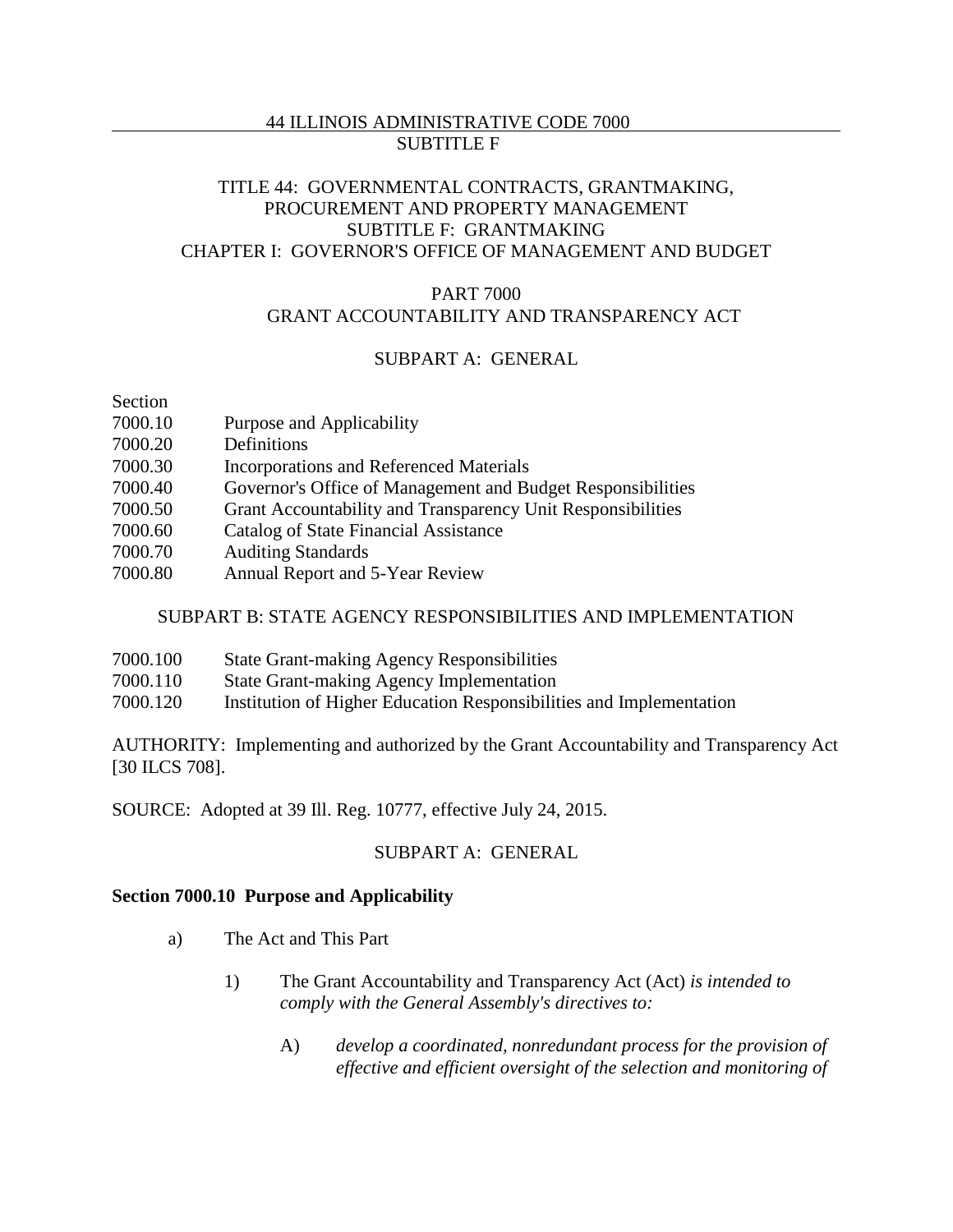# TITLE 44: GOVERNMENTAL CONTRACTS, GRANTMAKING, PROCUREMENT AND PROPERTY MANAGEMENT
## SUBTITLE F: GRANTMAKING
## CHAPTER I: GOVERNOR'S OFFICE OF MANAGEMENT AND BUDGET

## PART 7000
## GRANT ACCOUNTABILITY AND TRANSPARENCY ACT

### SUBPART A: GENERAL

| Section | |
|---|---|
| 7000.10 | Purpose and Applicability |
| 7000.20 | Definitions |
| 7000.30 | Incorporations and Referenced Materials |
| 7000.40 | Governor's Office of Management and Budget Responsibilities |
| 7000.50 | Grant Accountability and Transparency Unit Responsibilities |
| 7000.60 | Catalog of State Financial Assistance |
| 7000.70 | Auditing Standards |
| 7000.80 | Annual Report and 5-Year Review |

### SUBPART B: STATE AGENCY RESPONSIBILITIES AND IMPLEMENTATION

| | |
|---|---|
| 7000.100 | State Grant-making Agency Responsibilities |
| 7000.110 | State Grant-making Agency Implementation |
| 7000.120 | Institution of Higher Education Responsibilities and Implementation |

AUTHORITY: Implementing and authorized by the Grant Accountability and Transparency Act [30 ILCS 708].

SOURCE: Adopted at 39 Ill. Reg. 10777, effective July 24, 2015.

### SUBPART A: GENERAL

**Section 7000.10 Purpose and Applicability**

a) The Act and This Part

1) The Grant Accountability and Transparency Act (Act) *is intended to comply with the General Assembly's directives to:*

A) *develop a coordinated, nonredundant process for the provision of effective and efficient oversight of the selection and monitoring of*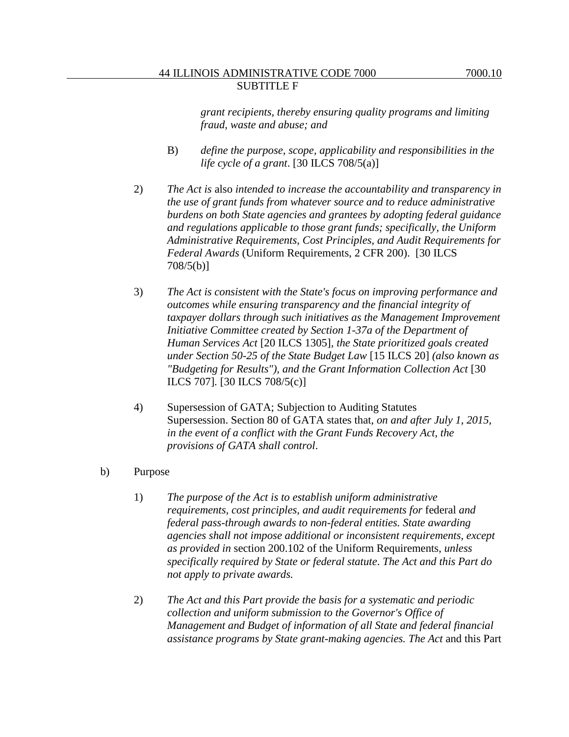*grant recipients, thereby ensuring quality programs and limiting fraud, waste and abuse; and*

B) *define the purpose, scope, applicability and responsibilities in the life cycle of a grant*. [30 ILCS 708/5(a)]

2) *The Act is* also *intended to increase the accountability and transparency in the use of grant funds from whatever source and to reduce administrative burdens on both State agencies and grantees by adopting federal guidance and regulations applicable to those grant funds; specifically, the Uniform Administrative Requirements, Cost Principles, and Audit Requirements for Federal Awards* (Uniform Requirements, 2 CFR 200). [30 ILCS 708/5(b)]

3) *The Act is consistent with the State's focus on improving performance and outcomes while ensuring transparency and the financial integrity of taxpayer dollars through such initiatives as the Management Improvement Initiative Committee created by Section 1-37a of the Department of Human Services Act* [20 ILCS 1305], *the State prioritized goals created under Section 50-25 of the State Budget Law* [15 ILCS 20] *(also known as "Budgeting for Results"), and the Grant Information Collection Act* [30 ILCS 707]. [30 ILCS 708/5(c)]

4) Supersession of GATA; Subjection to Auditing Statutes
Supersession. Section 80 of GATA states that, *on and after July 1, 2015, in the event of a conflict with the Grant Funds Recovery Act, the provisions of GATA shall control*.

b) Purpose

1) *The purpose of the Act is to establish uniform administrative requirements, cost principles, and audit requirements for* federal *and federal pass-through awards to non-federal entities. State awarding agencies shall not impose additional or inconsistent requirements, except as provided in* section 200.102 of the Uniform Requirements, *unless specifically required by State or federal statute*. *The Act and this Part do not apply to private awards.*

2) *The Act and this Part provide the basis for a systematic and periodic collection and uniform submission to the Governor's Office of Management and Budget of information of all State and federal financial assistance programs by State grant-making agencies. The Act* and this Part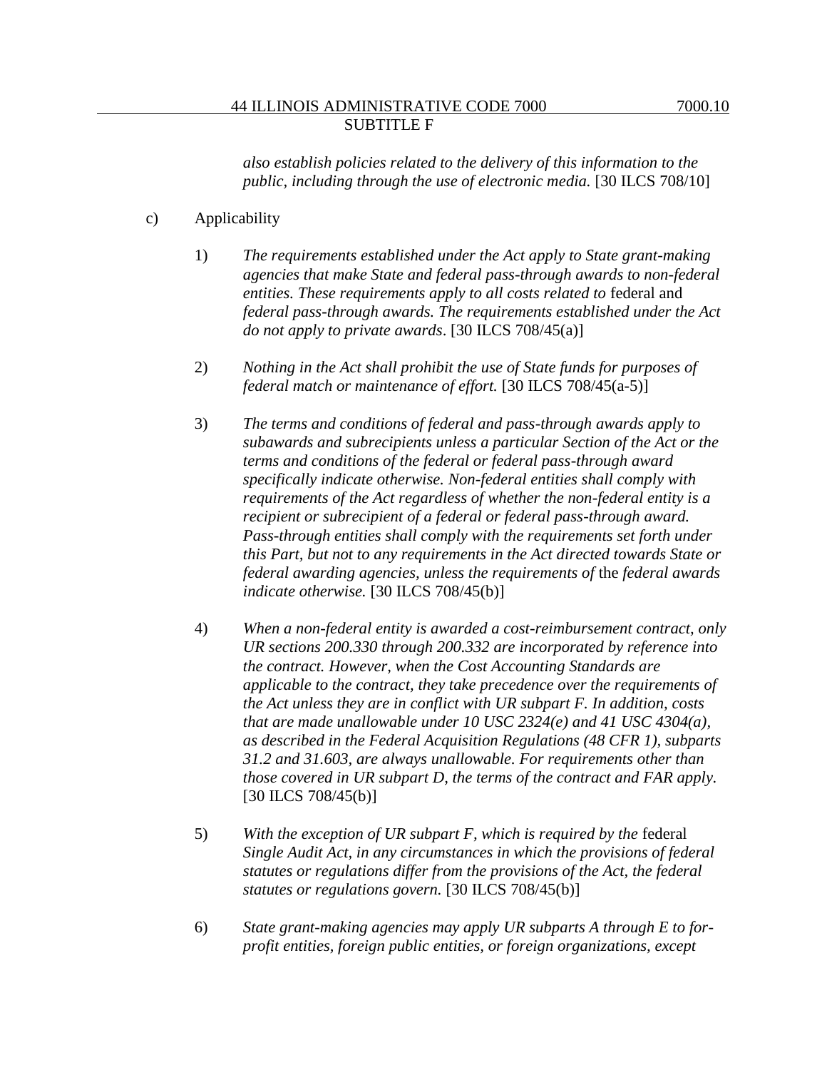*also establish policies related to the delivery of this information to the public, including through the use of electronic media.* [30 ILCS 708/10]

c) Applicability

1) *The requirements established under the Act apply to State grant-making agencies that make State and federal pass-through awards to non-federal entities. These requirements apply to all costs related to* federal and *federal pass-through awards. The requirements established under the Act do not apply to private awards*. [30 ILCS 708/45(a)]

2) *Nothing in the Act shall prohibit the use of State funds for purposes of federal match or maintenance of effort.* [30 ILCS 708/45(a-5)]

3) *The terms and conditions of federal and pass-through awards apply to subawards and subrecipients unless a particular Section of the Act or the terms and conditions of the federal or federal pass-through award specifically indicate otherwise. Non-federal entities shall comply with requirements of the Act regardless of whether the non-federal entity is a recipient or subrecipient of a federal or federal pass-through award. Pass-through entities shall comply with the requirements set forth under this Part, but not to any requirements in the Act directed towards State or federal awarding agencies, unless the requirements of* the *federal awards indicate otherwise.* [30 ILCS 708/45(b)]

4) *When a non-federal entity is awarded a cost-reimbursement contract, only UR sections 200.330 through 200.332 are incorporated by reference into the contract. However, when the Cost Accounting Standards are applicable to the contract, they take precedence over the requirements of the Act unless they are in conflict with UR subpart F. In addition, costs that are made unallowable under 10 USC 2324(e) and 41 USC 4304(a), as described in the Federal Acquisition Regulations (48 CFR 1), subparts 31.2 and 31.603, are always unallowable. For requirements other than those covered in UR subpart D, the terms of the contract and FAR apply.* [30 ILCS 708/45(b)]

5) *With the exception of UR subpart F, which is required by the* federal *Single Audit Act, in any circumstances in which the provisions of federal statutes or regulations differ from the provisions of the Act, the federal statutes or regulations govern.* [30 ILCS 708/45(b)]

6) *State grant-making agencies may apply UR subparts A through E to for-profit entities, foreign public entities, or foreign organizations, except*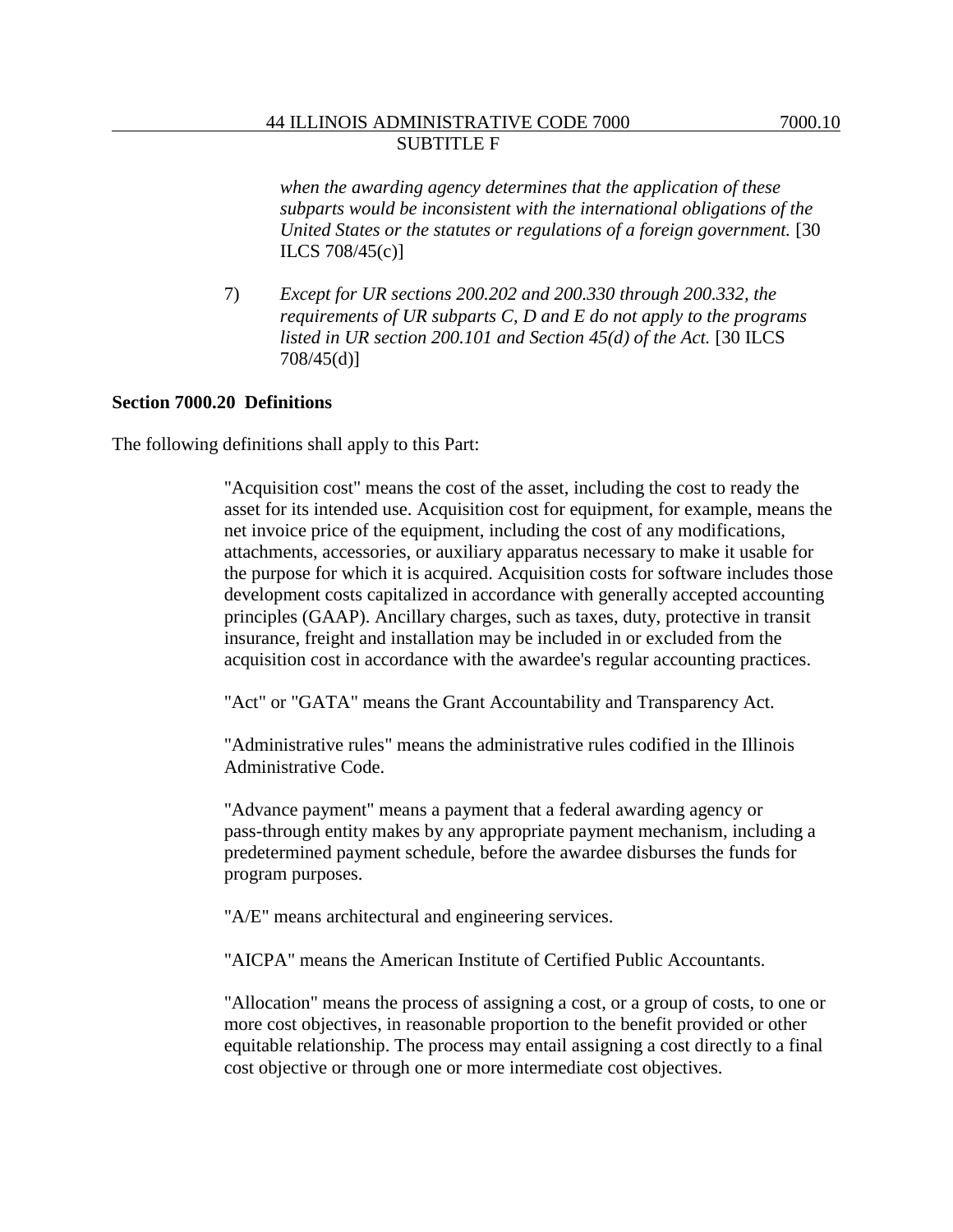*when the awarding agency determines that the application of these subparts would be inconsistent with the international obligations of the United States or the statutes or regulations of a foreign government.* [30 ILCS 708/45(c)]

7) *Except for UR sections 200.202 and 200.330 through 200.332, the requirements of UR subparts C, D and E do not apply to the programs listed in UR section 200.101 and Section 45(d) of the Act.* [30 ILCS 708/45(d)]

**Section 7000.20 Definitions**

The following definitions shall apply to this Part:

"Acquisition cost" means the cost of the asset, including the cost to ready the asset for its intended use. Acquisition cost for equipment, for example, means the net invoice price of the equipment, including the cost of any modifications, attachments, accessories, or auxiliary apparatus necessary to make it usable for the purpose for which it is acquired. Acquisition costs for software includes those development costs capitalized in accordance with generally accepted accounting principles (GAAP). Ancillary charges, such as taxes, duty, protective in transit insurance, freight and installation may be included in or excluded from the acquisition cost in accordance with the awardee's regular accounting practices.

"Act" or "GATA" means the Grant Accountability and Transparency Act.

"Administrative rules" means the administrative rules codified in the Illinois Administrative Code.

"Advance payment" means a payment that a federal awarding agency or pass-through entity makes by any appropriate payment mechanism, including a predetermined payment schedule, before the awardee disburses the funds for program purposes.

"A/E" means architectural and engineering services.

"AICPA" means the American Institute of Certified Public Accountants.

"Allocation" means the process of assigning a cost, or a group of costs, to one or more cost objectives, in reasonable proportion to the benefit provided or other equitable relationship. The process may entail assigning a cost directly to a final cost objective or through one or more intermediate cost objectives.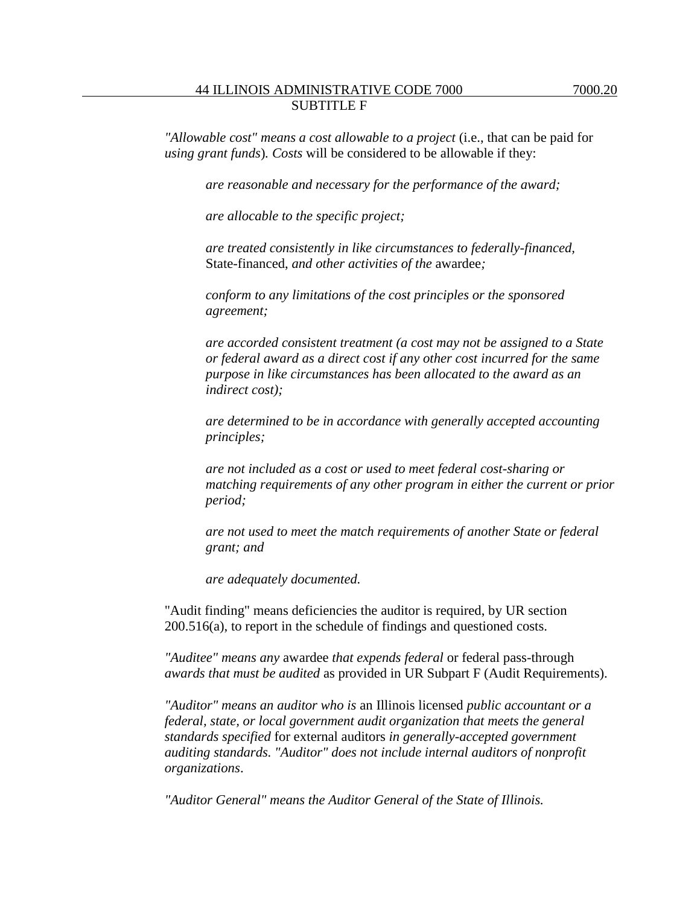*"Allowable cost" means a cost allowable to a project* (i.e., that can be paid for *using grant funds*)*. Costs* will be considered to be allowable if they:

> *are reasonable and necessary for the performance of the award;*
>
> *are allocable to the specific project;*
>
> *are treated consistently in like circumstances to federally-financed,* State-financed, *and other activities of the* awardee*;*
>
> *conform to any limitations of the cost principles or the sponsored agreement;*
>
> *are accorded consistent treatment (a cost may not be assigned to a State or federal award as a direct cost if any other cost incurred for the same purpose in like circumstances has been allocated to the award as an indirect cost);*
>
> *are determined to be in accordance with generally accepted accounting principles;*
>
> *are not included as a cost or used to meet federal cost-sharing or matching requirements of any other program in either the current or prior period;*
>
> *are not used to meet the match requirements of another State or federal grant; and*
>
> *are adequately documented.*

"Audit finding" means deficiencies the auditor is required, by UR section 200.516(a), to report in the schedule of findings and questioned costs.

*"Auditee" means any* awardee *that expends federal* or federal pass-through *awards that must be audited* as provided in UR Subpart F (Audit Requirements).

*"Auditor" means an auditor who is* an Illinois licensed *public accountant or a federal, state, or local government audit organization that meets the general standards specified* for external auditors *in generally-accepted government auditing standards. "Auditor" does not include internal auditors of nonprofit organizations*.

*"Auditor General" means the Auditor General of the State of Illinois.*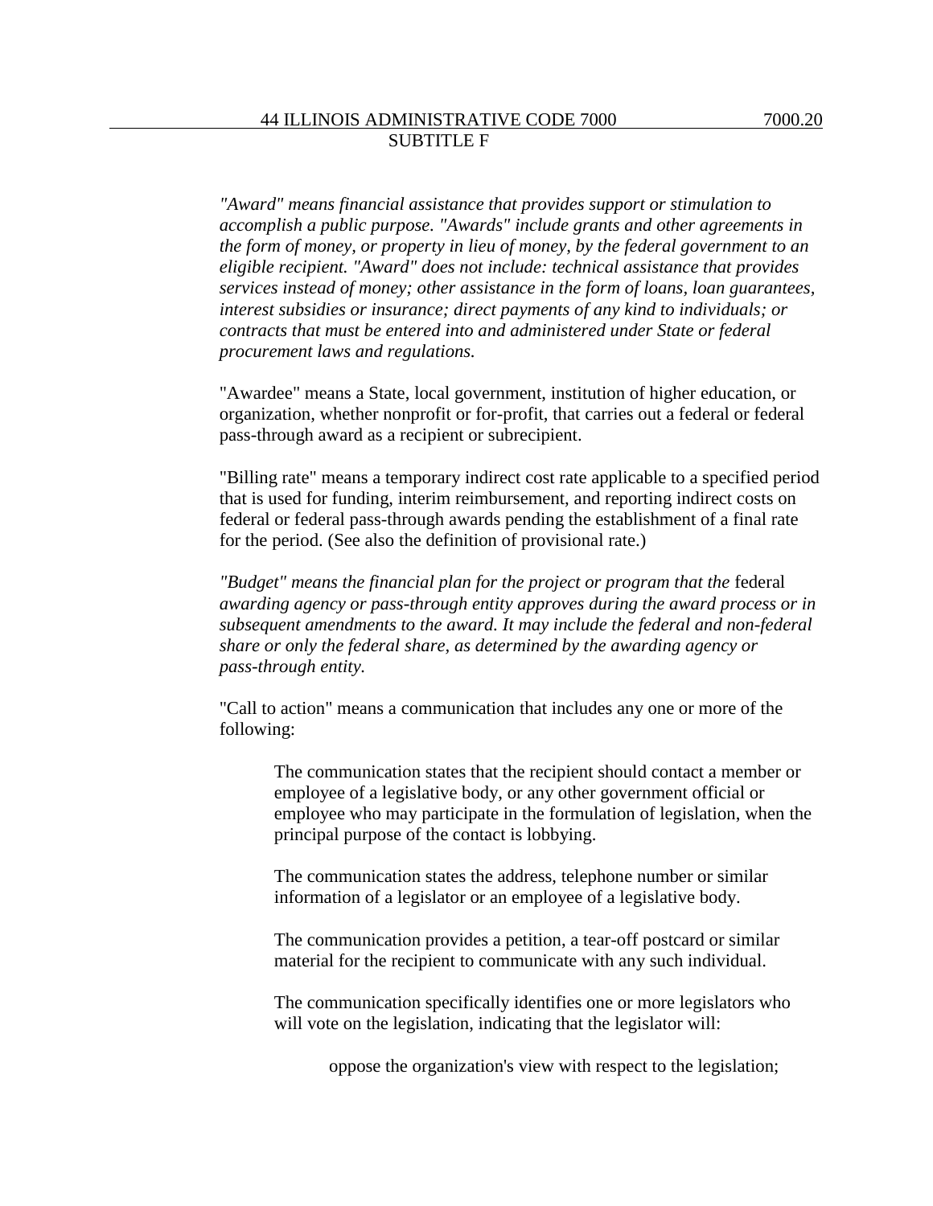*"Award" means financial assistance that provides support or stimulation to accomplish a public purpose. "Awards" include grants and other agreements in the form of money, or property in lieu of money, by the federal government to an eligible recipient. "Award" does not include: technical assistance that provides services instead of money; other assistance in the form of loans, loan guarantees, interest subsidies or insurance; direct payments of any kind to individuals; or contracts that must be entered into and administered under State or federal procurement laws and regulations.*

"Awardee" means a State, local government, institution of higher education, or organization, whether nonprofit or for-profit, that carries out a federal or federal pass-through award as a recipient or subrecipient.

"Billing rate" means a temporary indirect cost rate applicable to a specified period that is used for funding, interim reimbursement, and reporting indirect costs on federal or federal pass-through awards pending the establishment of a final rate for the period. (See also the definition of provisional rate.)

*"Budget" means the financial plan for the project or program that the* federal *awarding agency or pass-through entity approves during the award process or in subsequent amendments to the award. It may include the federal and non-federal share or only the federal share, as determined by the awarding agency or pass-through entity.*

"Call to action" means a communication that includes any one or more of the following:

> The communication states that the recipient should contact a member or employee of a legislative body, or any other government official or employee who may participate in the formulation of legislation, when the principal purpose of the contact is lobbying.
>
> The communication states the address, telephone number or similar information of a legislator or an employee of a legislative body.
>
> The communication provides a petition, a tear-off postcard or similar material for the recipient to communicate with any such individual.
>
> The communication specifically identifies one or more legislators who will vote on the legislation, indicating that the legislator will:
>
> > oppose the organization's view with respect to the legislation;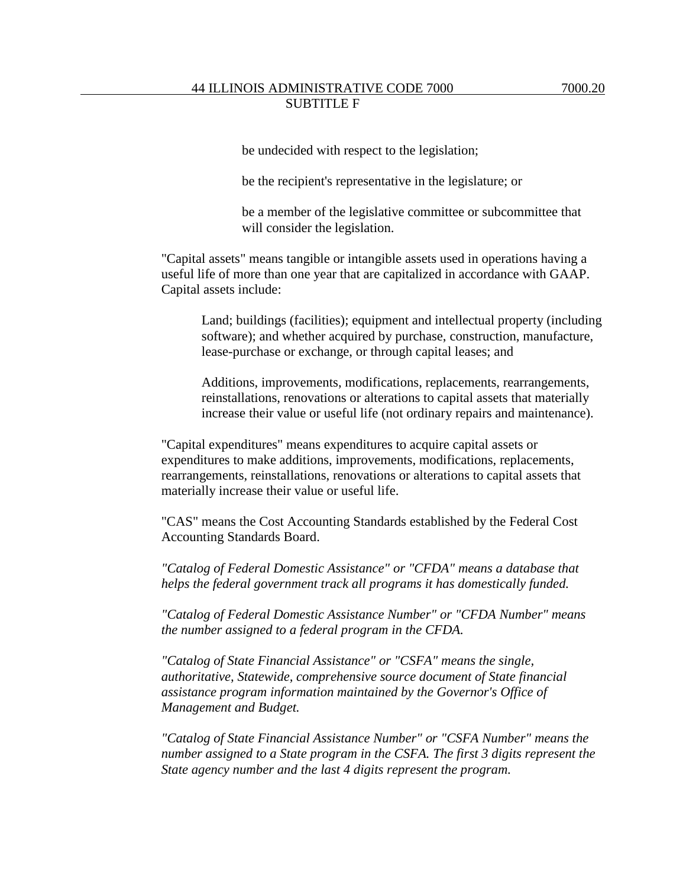be undecided with respect to the legislation;

be the recipient's representative in the legislature; or

be a member of the legislative committee or subcommittee that will consider the legislation.

"Capital assets" means tangible or intangible assets used in operations having a useful life of more than one year that are capitalized in accordance with GAAP. Capital assets include:

Land; buildings (facilities); equipment and intellectual property (including software); and whether acquired by purchase, construction, manufacture, lease-purchase or exchange, or through capital leases; and

Additions, improvements, modifications, replacements, rearrangements, reinstallations, renovations or alterations to capital assets that materially increase their value or useful life (not ordinary repairs and maintenance).

"Capital expenditures" means expenditures to acquire capital assets or expenditures to make additions, improvements, modifications, replacements, rearrangements, reinstallations, renovations or alterations to capital assets that materially increase their value or useful life.

"CAS" means the Cost Accounting Standards established by the Federal Cost Accounting Standards Board.

*"Catalog of Federal Domestic Assistance" or "CFDA" means a database that helps the federal government track all programs it has domestically funded.*

*"Catalog of Federal Domestic Assistance Number" or "CFDA Number" means the number assigned to a federal program in the CFDA.*

*"Catalog of State Financial Assistance" or "CSFA" means the single, authoritative, Statewide, comprehensive source document of State financial assistance program information maintained by the Governor's Office of Management and Budget.*

*"Catalog of State Financial Assistance Number" or "CSFA Number" means the number assigned to a State program in the CSFA. The first 3 digits represent the State agency number and the last 4 digits represent the program.*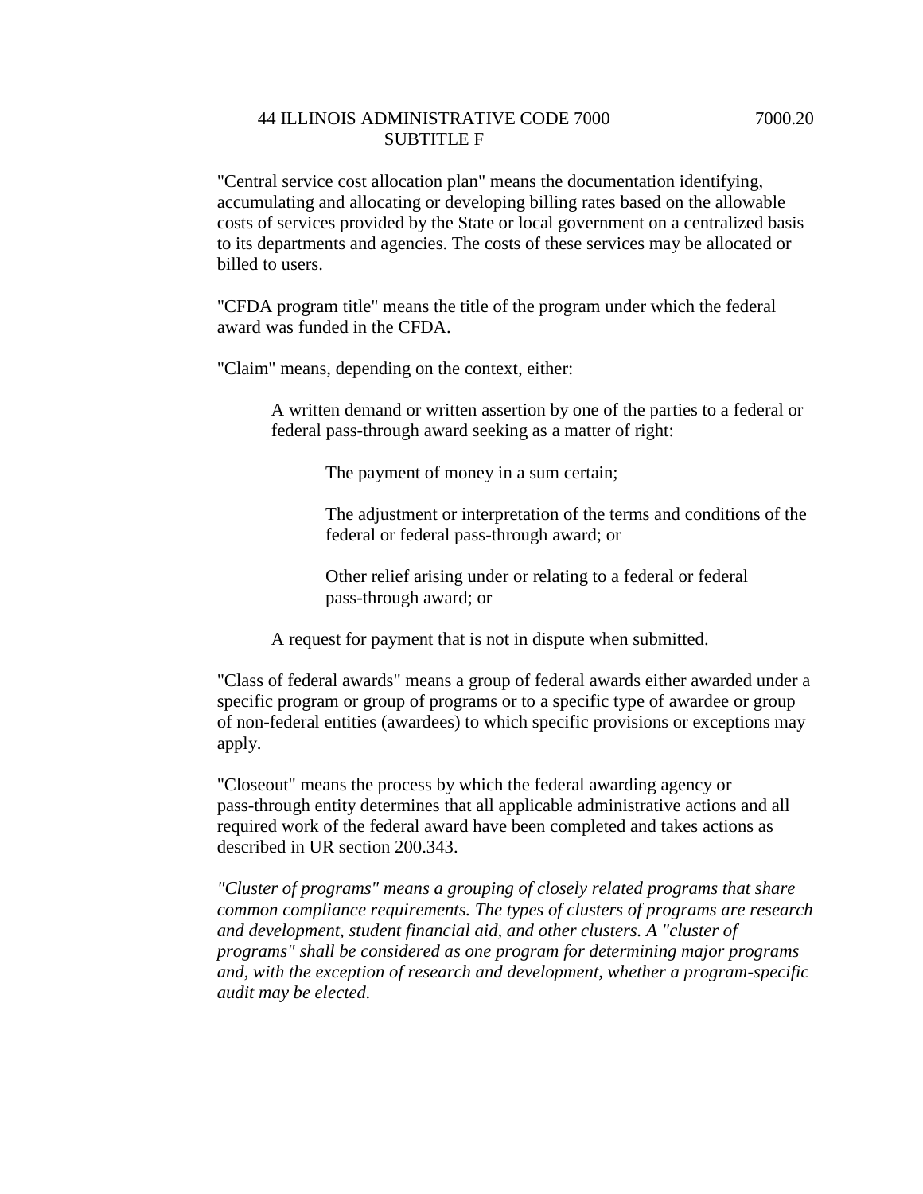"Central service cost allocation plan" means the documentation identifying, accumulating and allocating or developing billing rates based on the allowable costs of services provided by the State or local government on a centralized basis to its departments and agencies. The costs of these services may be allocated or billed to users.

"CFDA program title" means the title of the program under which the federal award was funded in the CFDA.

"Claim" means, depending on the context, either:

> A written demand or written assertion by one of the parties to a federal or federal pass-through award seeking as a matter of right:
>
> > The payment of money in a sum certain;
> >
> > The adjustment or interpretation of the terms and conditions of the federal or federal pass-through award; or
> >
> > Other relief arising under or relating to a federal or federal pass-through award; or
>
> A request for payment that is not in dispute when submitted.

"Class of federal awards" means a group of federal awards either awarded under a specific program or group of programs or to a specific type of awardee or group of non-federal entities (awardees) to which specific provisions or exceptions may apply.

"Closeout" means the process by which the federal awarding agency or pass-through entity determines that all applicable administrative actions and all required work of the federal award have been completed and takes actions as described in UR section 200.343.

*"Cluster of programs" means a grouping of closely related programs that share common compliance requirements. The types of clusters of programs are research and development, student financial aid, and other clusters. A "cluster of programs" shall be considered as one program for determining major programs and, with the exception of research and development, whether a program-specific audit may be elected.*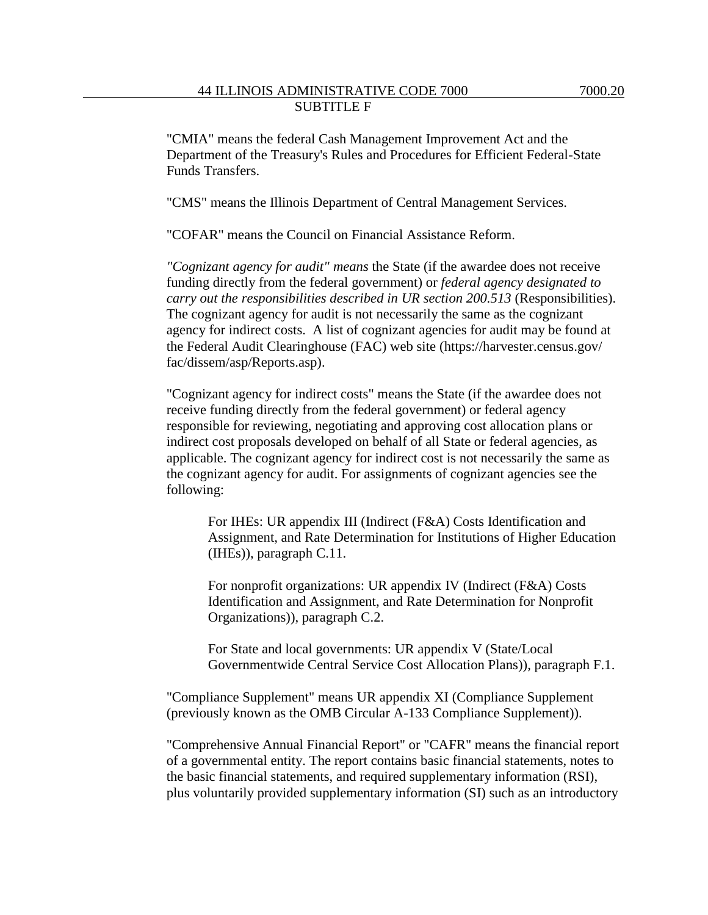"CMIA" means the federal Cash Management Improvement Act and the Department of the Treasury's Rules and Procedures for Efficient Federal-State Funds Transfers.

"CMS" means the Illinois Department of Central Management Services.

"COFAR" means the Council on Financial Assistance Reform.

*"Cognizant agency for audit" means* the State (if the awardee does not receive funding directly from the federal government) or *federal agency designated to carry out the responsibilities described in UR section 200.513* (Responsibilities). The cognizant agency for audit is not necessarily the same as the cognizant agency for indirect costs. A list of cognizant agencies for audit may be found at the Federal Audit Clearinghouse (FAC) web site (https://harvester.census.gov/fac/dissem/asp/Reports.asp).

"Cognizant agency for indirect costs" means the State (if the awardee does not receive funding directly from the federal government) or federal agency responsible for reviewing, negotiating and approving cost allocation plans or indirect cost proposals developed on behalf of all State or federal agencies, as applicable. The cognizant agency for indirect cost is not necessarily the same as the cognizant agency for audit. For assignments of cognizant agencies see the following:

> For IHEs: UR appendix III (Indirect (F&A) Costs Identification and Assignment, and Rate Determination for Institutions of Higher Education (IHEs)), paragraph C.11.
>
> For nonprofit organizations: UR appendix IV (Indirect (F&A) Costs Identification and Assignment, and Rate Determination for Nonprofit Organizations)), paragraph C.2.
>
> For State and local governments: UR appendix V (State/Local Governmentwide Central Service Cost Allocation Plans)), paragraph F.1.

"Compliance Supplement" means UR appendix XI (Compliance Supplement (previously known as the OMB Circular A-133 Compliance Supplement)).

"Comprehensive Annual Financial Report" or "CAFR" means the financial report of a governmental entity. The report contains basic financial statements, notes to the basic financial statements, and required supplementary information (RSI), plus voluntarily provided supplementary information (SI) such as an introductory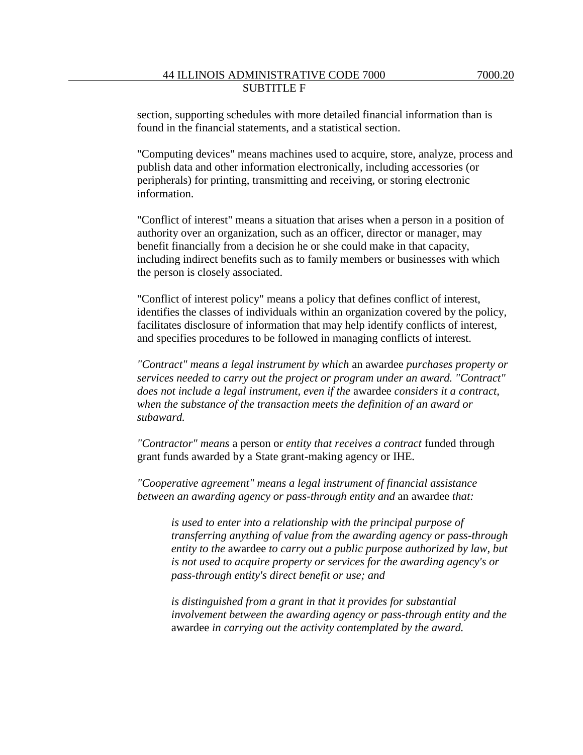section, supporting schedules with more detailed financial information than is found in the financial statements, and a statistical section.

"Computing devices" means machines used to acquire, store, analyze, process and publish data and other information electronically, including accessories (or peripherals) for printing, transmitting and receiving, or storing electronic information.

"Conflict of interest" means a situation that arises when a person in a position of authority over an organization, such as an officer, director or manager, may benefit financially from a decision he or she could make in that capacity, including indirect benefits such as to family members or businesses with which the person is closely associated.

"Conflict of interest policy" means a policy that defines conflict of interest, identifies the classes of individuals within an organization covered by the policy, facilitates disclosure of information that may help identify conflicts of interest, and specifies procedures to be followed in managing conflicts of interest.

*"Contract" means a legal instrument by which* an awardee *purchases property or services needed to carry out the project or program under an award. "Contract" does not include a legal instrument, even if the* awardee *considers it a contract, when the substance of the transaction meets the definition of an award or subaward.*

*"Contractor" means* a person or *entity that receives a contract* funded through grant funds awarded by a State grant-making agency or IHE.

*"Cooperative agreement" means a legal instrument of financial assistance between an awarding agency or pass-through entity and* an awardee *that:*

> *is used to enter into a relationship with the principal purpose of transferring anything of value from the awarding agency or pass-through entity to the* awardee *to carry out a public purpose authorized by law, but is not used to acquire property or services for the awarding agency's or pass-through entity's direct benefit or use; and*
>
> *is distinguished from a grant in that it provides for substantial involvement between the awarding agency or pass-through entity and the* awardee *in carrying out the activity contemplated by the award.*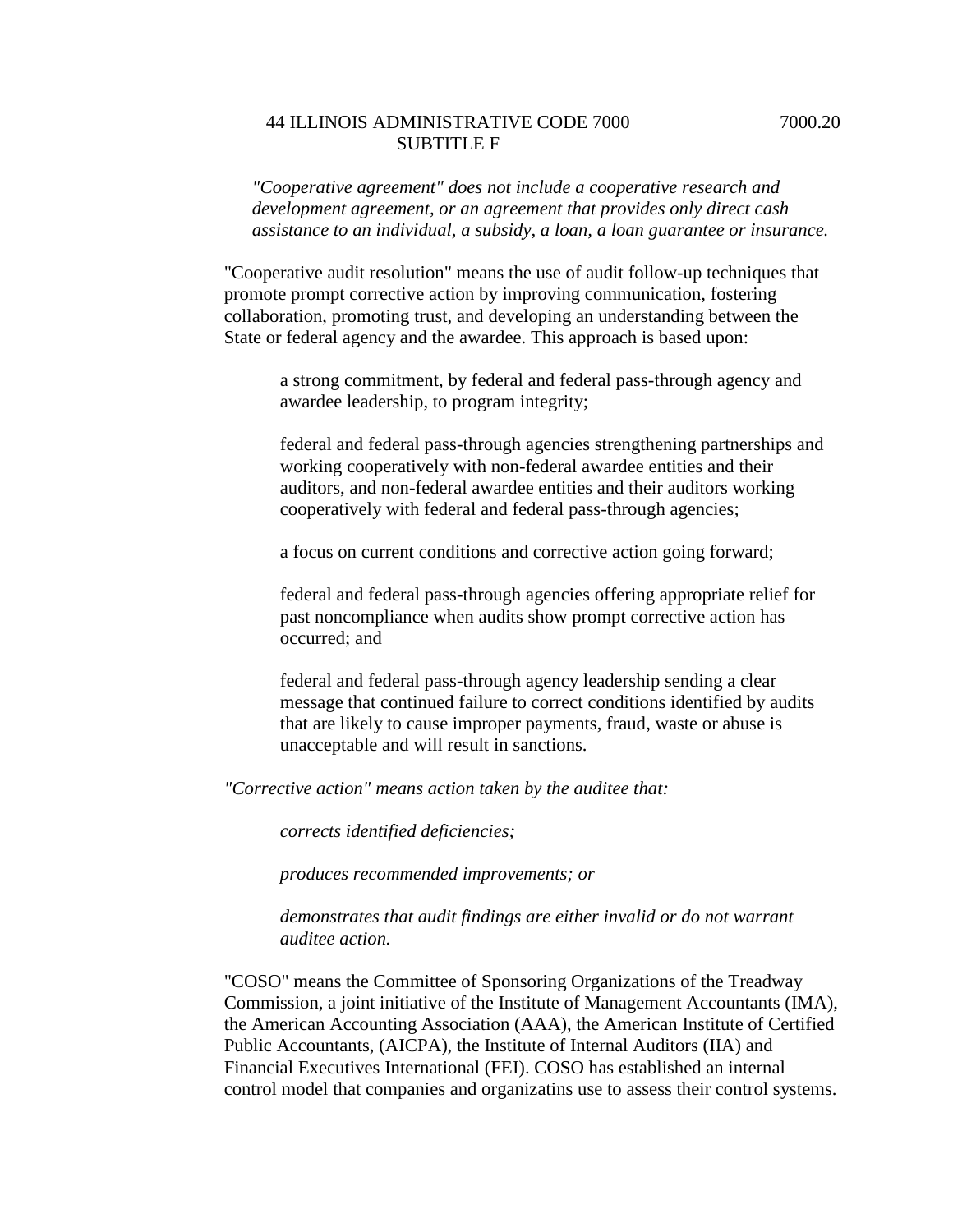*"Cooperative agreement" does not include a cooperative research and development agreement, or an agreement that provides only direct cash assistance to an individual, a subsidy, a loan, a loan guarantee or insurance.*

"Cooperative audit resolution" means the use of audit follow-up techniques that promote prompt corrective action by improving communication, fostering collaboration, promoting trust, and developing an understanding between the State or federal agency and the awardee. This approach is based upon:

a strong commitment, by federal and federal pass-through agency and awardee leadership, to program integrity;

federal and federal pass-through agencies strengthening partnerships and working cooperatively with non-federal awardee entities and their auditors, and non-federal awardee entities and their auditors working cooperatively with federal and federal pass-through agencies;

a focus on current conditions and corrective action going forward;

federal and federal pass-through agencies offering appropriate relief for past noncompliance when audits show prompt corrective action has occurred; and

federal and federal pass-through agency leadership sending a clear message that continued failure to correct conditions identified by audits that are likely to cause improper payments, fraud, waste or abuse is unacceptable and will result in sanctions.

*"Corrective action" means action taken by the auditee that:*

*corrects identified deficiencies;*

*produces recommended improvements; or*

*demonstrates that audit findings are either invalid or do not warrant auditee action.*

"COSO" means the Committee of Sponsoring Organizations of the Treadway Commission, a joint initiative of the Institute of Management Accountants (IMA), the American Accounting Association (AAA), the American Institute of Certified Public Accountants, (AICPA), the Institute of Internal Auditors (IIA) and Financial Executives International (FEI). COSO has established an internal control model that companies and organizatins use to assess their control systems.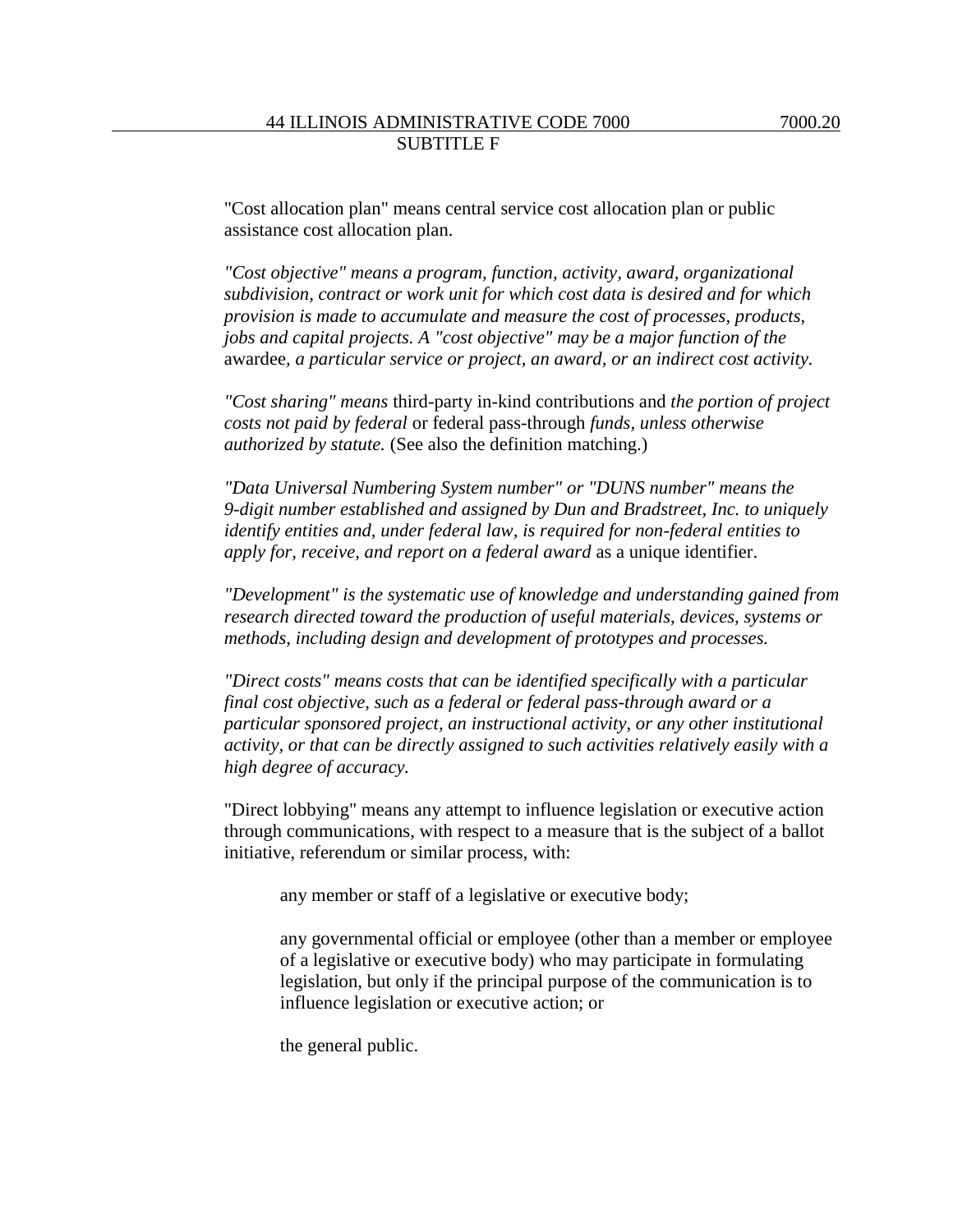"Cost allocation plan" means central service cost allocation plan or public assistance cost allocation plan.

*"Cost objective" means a program, function, activity, award, organizational subdivision, contract or work unit for which cost data is desired and for which provision is made to accumulate and measure the cost of processes, products, jobs and capital projects. A "cost objective" may be a major function of the* awardee*, a particular service or project, an award, or an indirect cost activity.*

*"Cost sharing" means* third-party in-kind contributions and *the portion of project costs not paid by federal* or federal pass-through *funds, unless otherwise authorized by statute.* (See also the definition matching.)

*"Data Universal Numbering System number" or "DUNS number" means the 9-digit number established and assigned by Dun and Bradstreet, Inc. to uniquely identify entities and, under federal law, is required for non-federal entities to apply for, receive, and report on a federal award* as a unique identifier.

*"Development" is the systematic use of knowledge and understanding gained from research directed toward the production of useful materials, devices, systems or methods, including design and development of prototypes and processes.*

*"Direct costs" means costs that can be identified specifically with a particular final cost objective, such as a federal or federal pass-through award or a particular sponsored project, an instructional activity, or any other institutional activity, or that can be directly assigned to such activities relatively easily with a high degree of accuracy.*

"Direct lobbying" means any attempt to influence legislation or executive action through communications, with respect to a measure that is the subject of a ballot initiative, referendum or similar process, with:

any member or staff of a legislative or executive body;

any governmental official or employee (other than a member or employee of a legislative or executive body) who may participate in formulating legislation, but only if the principal purpose of the communication is to influence legislation or executive action; or

the general public.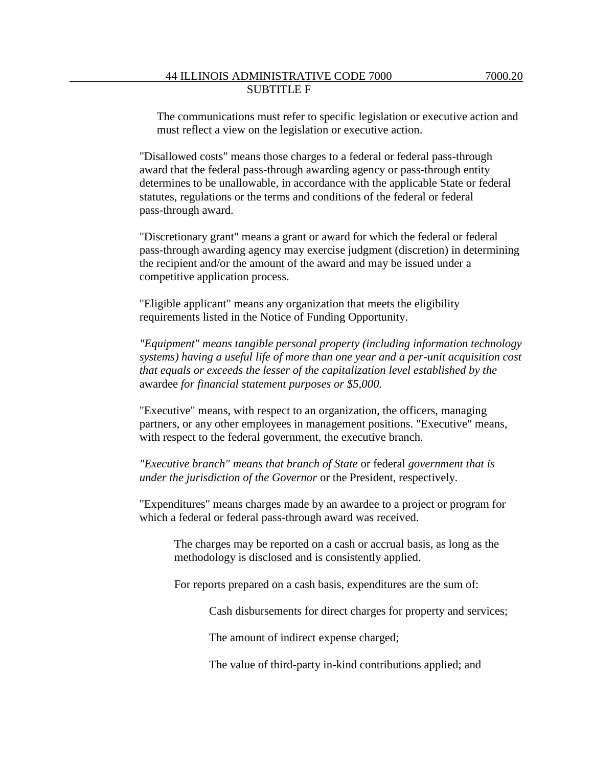The communications must refer to specific legislation or executive action and must reflect a view on the legislation or executive action.

"Disallowed costs" means those charges to a federal or federal pass-through award that the federal pass-through awarding agency or pass-through entity determines to be unallowable, in accordance with the applicable State or federal statutes, regulations or the terms and conditions of the federal or federal pass-through award.

"Discretionary grant" means a grant or award for which the federal or federal pass-through awarding agency may exercise judgment (discretion) in determining the recipient and/or the amount of the award and may be issued under a competitive application process.

"Eligible applicant" means any organization that meets the eligibility requirements listed in the Notice of Funding Opportunity.

*"Equipment" means tangible personal property (including information technology systems) having a useful life of more than one year and a per-unit acquisition cost that equals or exceeds the lesser of the capitalization level established by the* awardee *for financial statement purposes or $5,000.*

"Executive" means, with respect to an organization, the officers, managing partners, or any other employees in management positions. "Executive" means, with respect to the federal government, the executive branch.

*"Executive branch" means that branch of State* or federal *government that is under the jurisdiction of the Governor* or the President, respectively.

"Expenditures" means charges made by an awardee to a project or program for which a federal or federal pass-through award was received.

The charges may be reported on a cash or accrual basis, as long as the methodology is disclosed and is consistently applied.

For reports prepared on a cash basis, expenditures are the sum of:

Cash disbursements for direct charges for property and services;

The amount of indirect expense charged;

The value of third-party in-kind contributions applied; and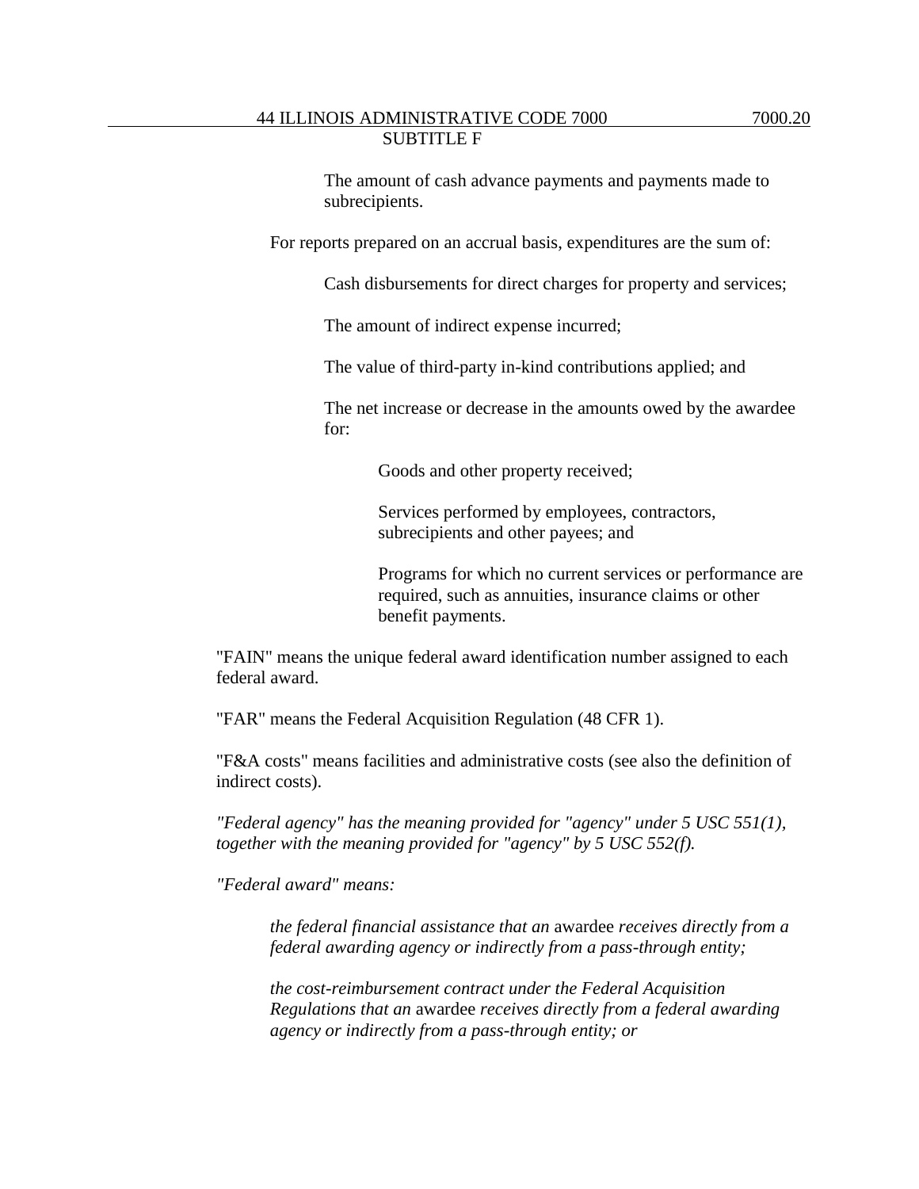The amount of cash advance payments and payments made to subrecipients.

For reports prepared on an accrual basis, expenditures are the sum of:

Cash disbursements for direct charges for property and services;

The amount of indirect expense incurred;

The value of third-party in-kind contributions applied; and

The net increase or decrease in the amounts owed by the awardee for:

Goods and other property received;

Services performed by employees, contractors, subrecipients and other payees; and

Programs for which no current services or performance are required, such as annuities, insurance claims or other benefit payments.

"FAIN" means the unique federal award identification number assigned to each federal award.

"FAR" means the Federal Acquisition Regulation (48 CFR 1).

"F&A costs" means facilities and administrative costs (see also the definition of indirect costs).

*"Federal agency" has the meaning provided for "agency" under 5 USC 551(1), together with the meaning provided for "agency" by 5 USC 552(f).*

*"Federal award" means:*

*the federal financial assistance that an* awardee *receives directly from a federal awarding agency or indirectly from a pass-through entity;*

*the cost-reimbursement contract under the Federal Acquisition Regulations that an* awardee *receives directly from a federal awarding agency or indirectly from a pass-through entity; or*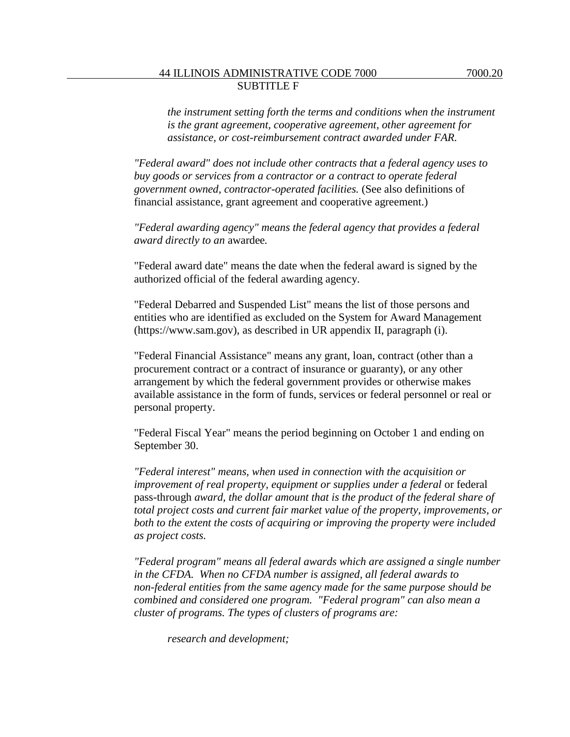*the instrument setting forth the terms and conditions when the instrument is the grant agreement, cooperative agreement, other agreement for assistance, or cost-reimbursement contract awarded under FAR.*

*"Federal award" does not include other contracts that a federal agency uses to buy goods or services from a contractor or a contract to operate federal government owned, contractor-operated facilities.* (See also definitions of financial assistance, grant agreement and cooperative agreement.)

*"Federal awarding agency" means the federal agency that provides a federal award directly to an* awardee*.*

"Federal award date" means the date when the federal award is signed by the authorized official of the federal awarding agency.

"Federal Debarred and Suspended List" means the list of those persons and entities who are identified as excluded on the System for Award Management (https://www.sam.gov), as described in UR appendix II, paragraph (i).

"Federal Financial Assistance" means any grant, loan, contract (other than a procurement contract or a contract of insurance or guaranty), or any other arrangement by which the federal government provides or otherwise makes available assistance in the form of funds, services or federal personnel or real or personal property.

"Federal Fiscal Year" means the period beginning on October 1 and ending on September 30.

*"Federal interest" means, when used in connection with the acquisition or improvement of real property, equipment or supplies under a federal* or federal pass-through *award, the dollar amount that is the product of the federal share of total project costs and current fair market value of the property, improvements, or both to the extent the costs of acquiring or improving the property were included as project costs.*

*"Federal program" means all federal awards which are assigned a single number in the CFDA. When no CFDA number is assigned, all federal awards to non-federal entities from the same agency made for the same purpose should be combined and considered one program. "Federal program" can also mean a cluster of programs. The types of clusters of programs are:*

*research and development;*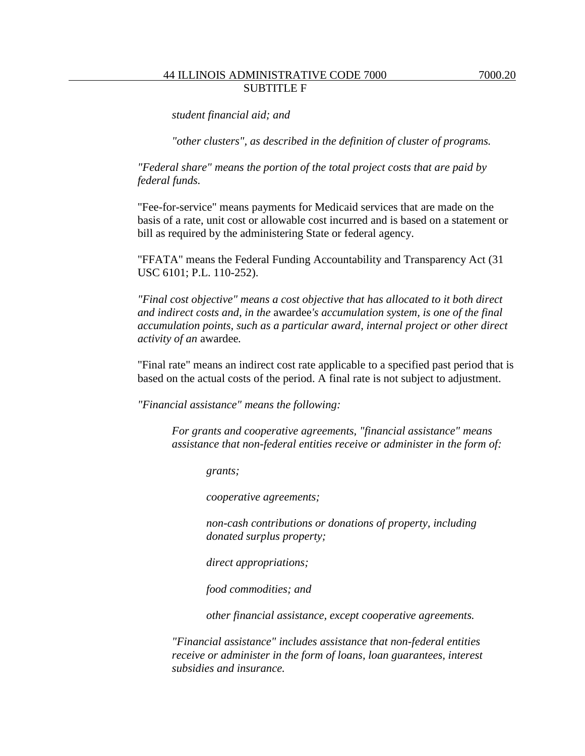*student financial aid; and*

*"other clusters", as described in the definition of cluster of programs.*

*"Federal share" means the portion of the total project costs that are paid by federal funds.*

"Fee-for-service" means payments for Medicaid services that are made on the basis of a rate, unit cost or allowable cost incurred and is based on a statement or bill as required by the administering State or federal agency.

"FFATA" means the Federal Funding Accountability and Transparency Act (31 USC 6101; P.L. 110-252).

*"Final cost objective" means a cost objective that has allocated to it both direct and indirect costs and, in the* awardee*'s accumulation system, is one of the final accumulation points, such as a particular award, internal project or other direct activity of an* awardee*.*

"Final rate" means an indirect cost rate applicable to a specified past period that is based on the actual costs of the period. A final rate is not subject to adjustment.

*"Financial assistance" means the following:*

*For grants and cooperative agreements, "financial assistance" means assistance that non-federal entities receive or administer in the form of:*

*grants;*

*cooperative agreements;*

*non-cash contributions or donations of property, including donated surplus property;*

*direct appropriations;*

*food commodities; and*

*other financial assistance, except cooperative agreements.*

*"Financial assistance" includes assistance that non-federal entities receive or administer in the form of loans, loan guarantees, interest subsidies and insurance.*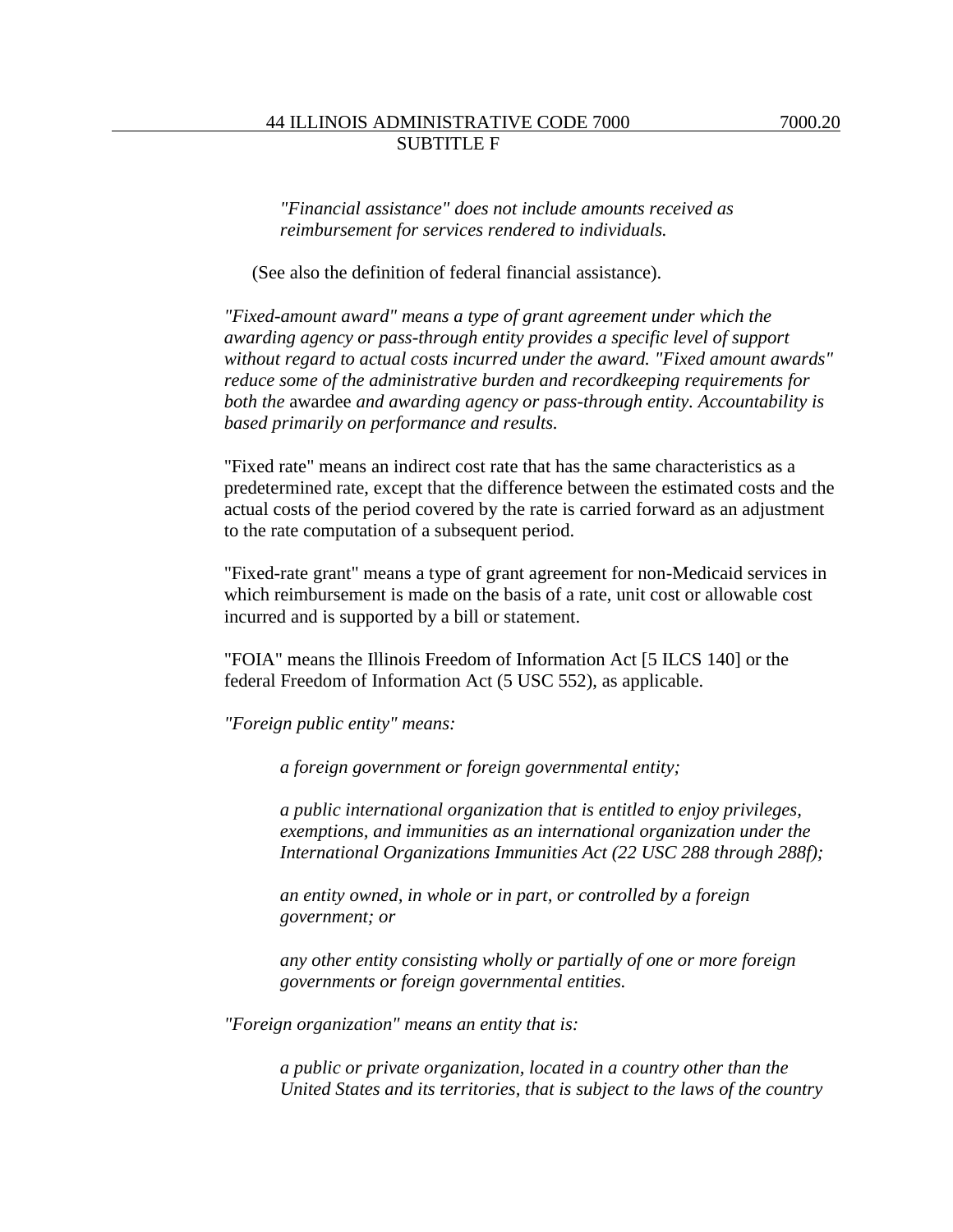*"Financial assistance" does not include amounts received as reimbursement for services rendered to individuals.*

(See also the definition of federal financial assistance).

*"Fixed-amount award" means a type of grant agreement under which the awarding agency or pass-through entity provides a specific level of support without regard to actual costs incurred under the award. "Fixed amount awards" reduce some of the administrative burden and recordkeeping requirements for both the* awardee *and awarding agency or pass-through entity. Accountability is based primarily on performance and results.*

"Fixed rate" means an indirect cost rate that has the same characteristics as a predetermined rate, except that the difference between the estimated costs and the actual costs of the period covered by the rate is carried forward as an adjustment to the rate computation of a subsequent period.

"Fixed-rate grant" means a type of grant agreement for non-Medicaid services in which reimbursement is made on the basis of a rate, unit cost or allowable cost incurred and is supported by a bill or statement.

"FOIA" means the Illinois Freedom of Information Act [5 ILCS 140] or the federal Freedom of Information Act (5 USC 552), as applicable.

*"Foreign public entity" means:*

> *a foreign government or foreign governmental entity;*
>
> *a public international organization that is entitled to enjoy privileges, exemptions, and immunities as an international organization under the International Organizations Immunities Act (22 USC 288 through 288f);*
>
> *an entity owned, in whole or in part, or controlled by a foreign government; or*
>
> *any other entity consisting wholly or partially of one or more foreign governments or foreign governmental entities.*

*"Foreign organization" means an entity that is:*

> *a public or private organization, located in a country other than the United States and its territories, that is subject to the laws of the country*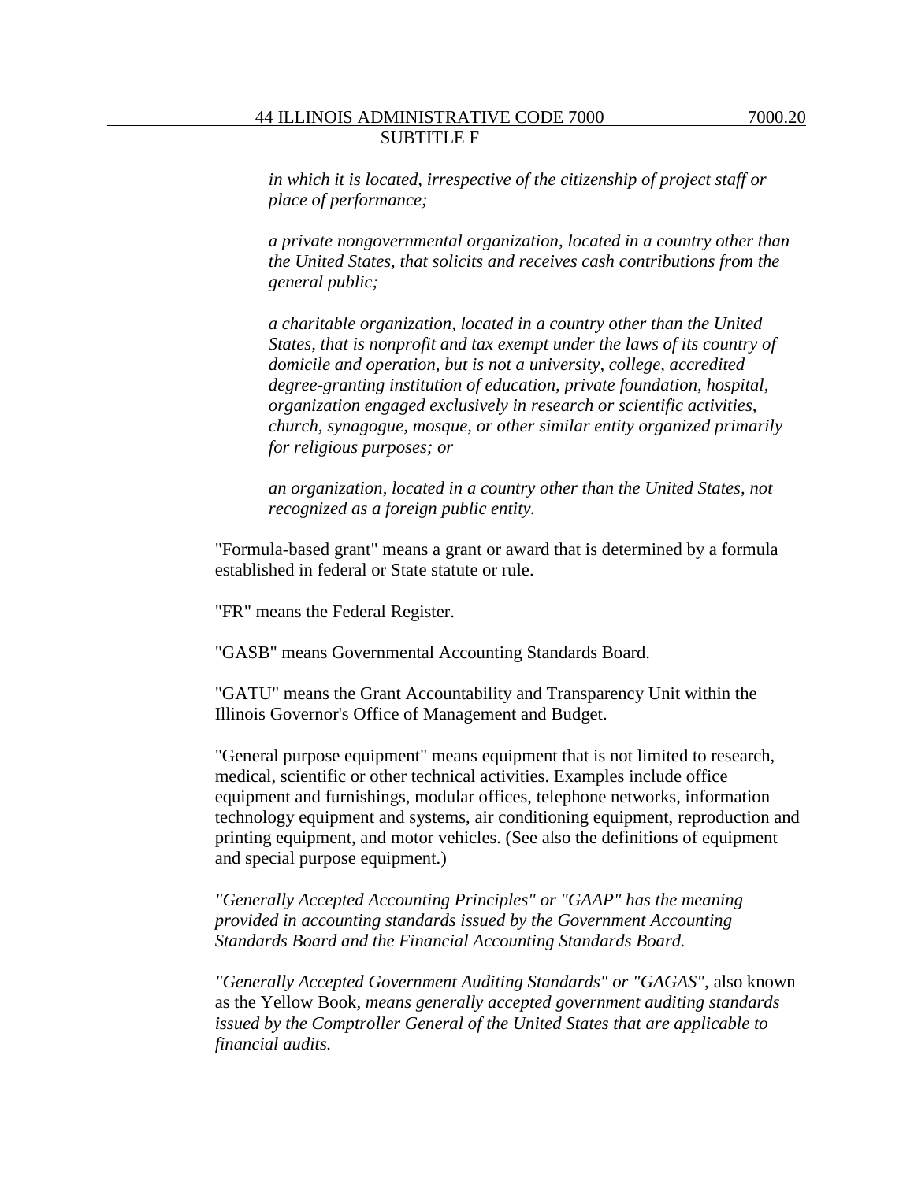*in which it is located, irrespective of the citizenship of project staff or place of performance;*

*a private nongovernmental organization, located in a country other than the United States, that solicits and receives cash contributions from the general public;*

*a charitable organization, located in a country other than the United States, that is nonprofit and tax exempt under the laws of its country of domicile and operation, but is not a university, college, accredited degree-granting institution of education, private foundation, hospital, organization engaged exclusively in research or scientific activities, church, synagogue, mosque, or other similar entity organized primarily for religious purposes; or*

*an organization, located in a country other than the United States, not recognized as a foreign public entity.*

"Formula-based grant" means a grant or award that is determined by a formula established in federal or State statute or rule.

"FR" means the Federal Register.

"GASB" means Governmental Accounting Standards Board.

"GATU" means the Grant Accountability and Transparency Unit within the Illinois Governor's Office of Management and Budget.

"General purpose equipment" means equipment that is not limited to research, medical, scientific or other technical activities. Examples include office equipment and furnishings, modular offices, telephone networks, information technology equipment and systems, air conditioning equipment, reproduction and printing equipment, and motor vehicles. (See also the definitions of equipment and special purpose equipment.)

*"Generally Accepted Accounting Principles" or "GAAP" has the meaning provided in accounting standards issued by the Government Accounting Standards Board and the Financial Accounting Standards Board.*

*"Generally Accepted Government Auditing Standards" or "GAGAS",* also known as the Yellow Book, *means generally accepted government auditing standards issued by the Comptroller General of the United States that are applicable to financial audits.*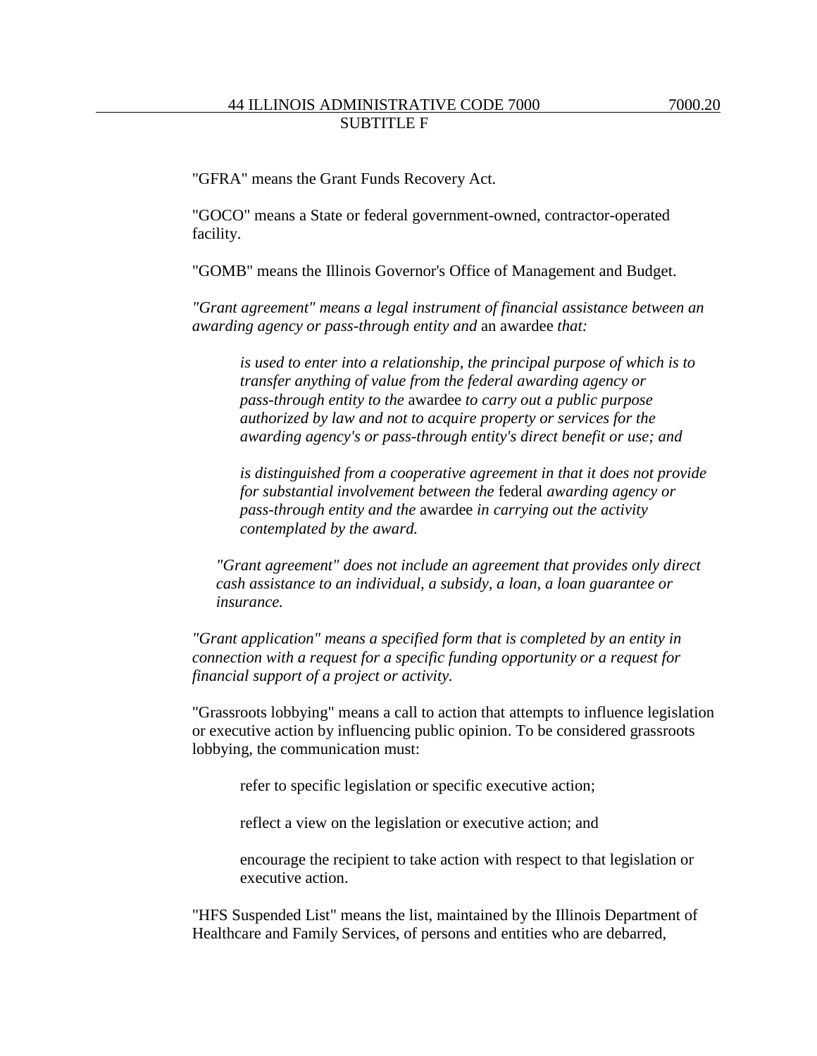"GFRA" means the Grant Funds Recovery Act.

"GOCO" means a State or federal government-owned, contractor-operated facility.

"GOMB" means the Illinois Governor's Office of Management and Budget.

*"Grant agreement" means a legal instrument of financial assistance between an awarding agency or pass-through entity and* an awardee *that:*

> *is used to enter into a relationship, the principal purpose of which is to transfer anything of value from the federal awarding agency or pass-through entity to the* awardee *to carry out a public purpose authorized by law and not to acquire property or services for the awarding agency's or pass-through entity's direct benefit or use; and*
>
> *is distinguished from a cooperative agreement in that it does not provide for substantial involvement between the* federal *awarding agency or pass-through entity and the* awardee *in carrying out the activity contemplated by the award.*

*"Grant agreement" does not include an agreement that provides only direct cash assistance to an individual, a subsidy, a loan, a loan guarantee or insurance.*

*"Grant application" means a specified form that is completed by an entity in connection with a request for a specific funding opportunity or a request for financial support of a project or activity.*

"Grassroots lobbying" means a call to action that attempts to influence legislation or executive action by influencing public opinion. To be considered grassroots lobbying, the communication must:

> refer to specific legislation or specific executive action;
>
> reflect a view on the legislation or executive action; and
>
> encourage the recipient to take action with respect to that legislation or executive action.

"HFS Suspended List" means the list, maintained by the Illinois Department of Healthcare and Family Services, of persons and entities who are debarred,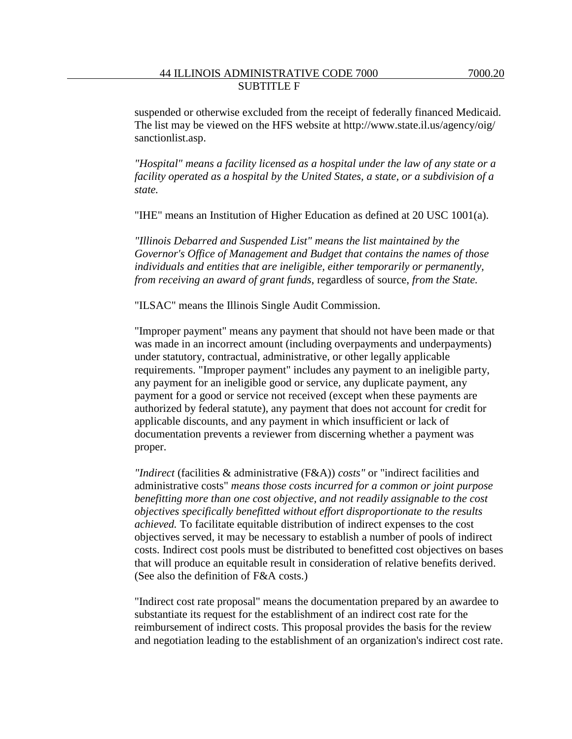suspended or otherwise excluded from the receipt of federally financed Medicaid. The list may be viewed on the HFS website at http://www.state.il.us/agency/oig/sanctionlist.asp.

*"Hospital" means a facility licensed as a hospital under the law of any state or a facility operated as a hospital by the United States, a state, or a subdivision of a state.*

"IHE" means an Institution of Higher Education as defined at 20 USC 1001(a).

*"Illinois Debarred and Suspended List" means the list maintained by the Governor's Office of Management and Budget that contains the names of those individuals and entities that are ineligible, either temporarily or permanently, from receiving an award of grant funds*, regardless of source, *from the State.*

"ILSAC" means the Illinois Single Audit Commission.

"Improper payment" means any payment that should not have been made or that was made in an incorrect amount (including overpayments and underpayments) under statutory, contractual, administrative, or other legally applicable requirements. "Improper payment" includes any payment to an ineligible party, any payment for an ineligible good or service, any duplicate payment, any payment for a good or service not received (except when these payments are authorized by federal statute), any payment that does not account for credit for applicable discounts, and any payment in which insufficient or lack of documentation prevents a reviewer from discerning whether a payment was proper.

*"Indirect* (facilities & administrative (F&A)) *costs"* or "indirect facilities and administrative costs" *means those costs incurred for a common or joint purpose benefitting more than one cost objective, and not readily assignable to the cost objectives specifically benefitted without effort disproportionate to the results achieved.* To facilitate equitable distribution of indirect expenses to the cost objectives served, it may be necessary to establish a number of pools of indirect costs. Indirect cost pools must be distributed to benefitted cost objectives on bases that will produce an equitable result in consideration of relative benefits derived. (See also the definition of F&A costs.)

"Indirect cost rate proposal" means the documentation prepared by an awardee to substantiate its request for the establishment of an indirect cost rate for the reimbursement of indirect costs. This proposal provides the basis for the review and negotiation leading to the establishment of an organization's indirect cost rate.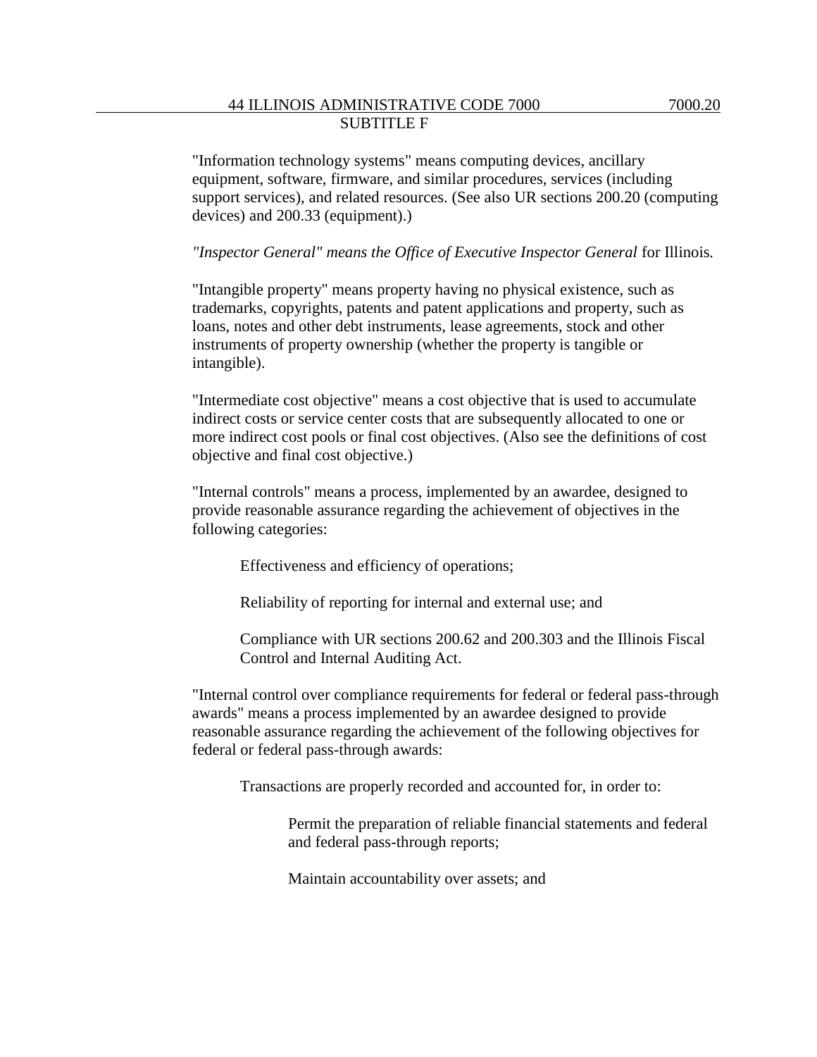"Information technology systems" means computing devices, ancillary equipment, software, firmware, and similar procedures, services (including support services), and related resources. (See also UR sections 200.20 (computing devices) and 200.33 (equipment).)

*"Inspector General" means the Office of Executive Inspector General* for Illinois.

"Intangible property" means property having no physical existence, such as trademarks, copyrights, patents and patent applications and property, such as loans, notes and other debt instruments, lease agreements, stock and other instruments of property ownership (whether the property is tangible or intangible).

"Intermediate cost objective" means a cost objective that is used to accumulate indirect costs or service center costs that are subsequently allocated to one or more indirect cost pools or final cost objectives. (Also see the definitions of cost objective and final cost objective.)

"Internal controls" means a process, implemented by an awardee, designed to provide reasonable assurance regarding the achievement of objectives in the following categories:

> Effectiveness and efficiency of operations;
>
> Reliability of reporting for internal and external use; and
>
> Compliance with UR sections 200.62 and 200.303 and the Illinois Fiscal Control and Internal Auditing Act.

"Internal control over compliance requirements for federal or federal pass-through awards" means a process implemented by an awardee designed to provide reasonable assurance regarding the achievement of the following objectives for federal or federal pass-through awards:

> Transactions are properly recorded and accounted for, in order to:
>
> > Permit the preparation of reliable financial statements and federal and federal pass-through reports;
> >
> > Maintain accountability over assets; and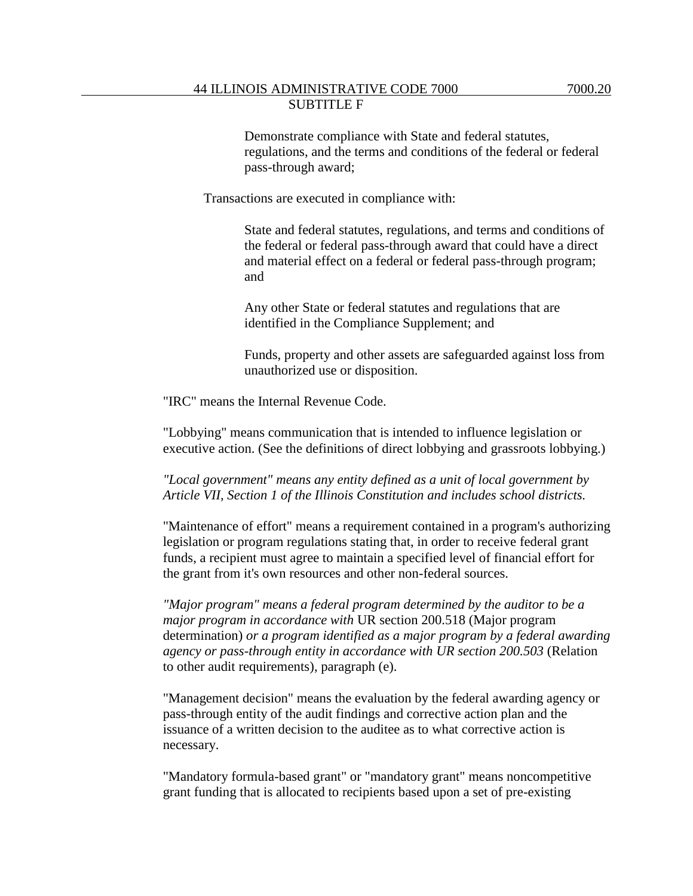Demonstrate compliance with State and federal statutes, regulations, and the terms and conditions of the federal or federal pass-through award;

Transactions are executed in compliance with:

State and federal statutes, regulations, and terms and conditions of the federal or federal pass-through award that could have a direct and material effect on a federal or federal pass-through program; and

Any other State or federal statutes and regulations that are identified in the Compliance Supplement; and

Funds, property and other assets are safeguarded against loss from unauthorized use or disposition.

"IRC" means the Internal Revenue Code.

"Lobbying" means communication that is intended to influence legislation or executive action. (See the definitions of direct lobbying and grassroots lobbying.)

*"Local government" means any entity defined as a unit of local government by Article VII, Section 1 of the Illinois Constitution and includes school districts.*

"Maintenance of effort" means a requirement contained in a program's authorizing legislation or program regulations stating that, in order to receive federal grant funds, a recipient must agree to maintain a specified level of financial effort for the grant from it's own resources and other non-federal sources.

*"Major program" means a federal program determined by the auditor to be a major program in accordance with* UR section 200.518 (Major program determination) *or a program identified as a major program by a federal awarding agency or pass-through entity in accordance with UR section 200.503* (Relation to other audit requirements), paragraph (e).

"Management decision" means the evaluation by the federal awarding agency or pass-through entity of the audit findings and corrective action plan and the issuance of a written decision to the auditee as to what corrective action is necessary.

"Mandatory formula-based grant" or "mandatory grant" means noncompetitive grant funding that is allocated to recipients based upon a set of pre-existing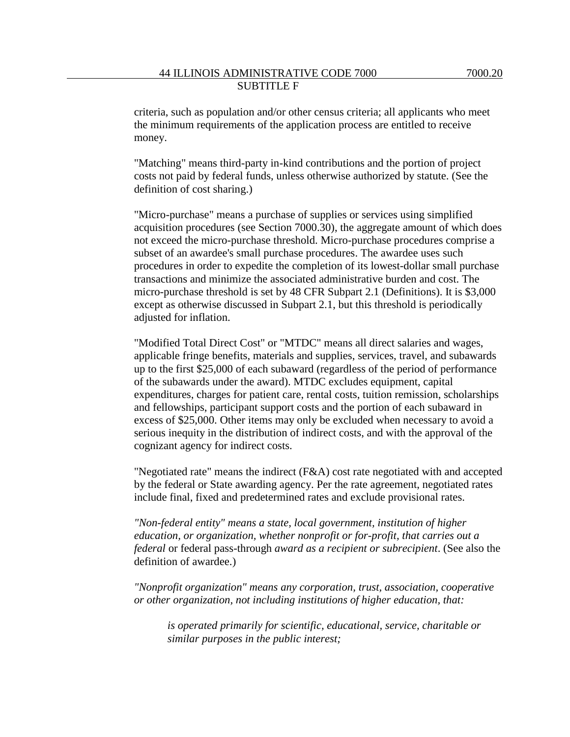criteria, such as population and/or other census criteria; all applicants who meet the minimum requirements of the application process are entitled to receive money.

"Matching" means third-party in-kind contributions and the portion of project costs not paid by federal funds, unless otherwise authorized by statute. (See the definition of cost sharing.)

"Micro-purchase" means a purchase of supplies or services using simplified acquisition procedures (see Section 7000.30), the aggregate amount of which does not exceed the micro-purchase threshold. Micro-purchase procedures comprise a subset of an awardee's small purchase procedures. The awardee uses such procedures in order to expedite the completion of its lowest-dollar small purchase transactions and minimize the associated administrative burden and cost. The micro-purchase threshold is set by 48 CFR Subpart 2.1 (Definitions). It is $3,000 except as otherwise discussed in Subpart 2.1, but this threshold is periodically adjusted for inflation.

"Modified Total Direct Cost" or "MTDC" means all direct salaries and wages, applicable fringe benefits, materials and supplies, services, travel, and subawards up to the first $25,000 of each subaward (regardless of the period of performance of the subawards under the award). MTDC excludes equipment, capital expenditures, charges for patient care, rental costs, tuition remission, scholarships and fellowships, participant support costs and the portion of each subaward in excess of $25,000. Other items may only be excluded when necessary to avoid a serious inequity in the distribution of indirect costs, and with the approval of the cognizant agency for indirect costs.

"Negotiated rate" means the indirect (F&A) cost rate negotiated with and accepted by the federal or State awarding agency. Per the rate agreement, negotiated rates include final, fixed and predetermined rates and exclude provisional rates.

*"Non-federal entity" means a state, local government, institution of higher education, or organization, whether nonprofit or for-profit, that carries out a federal* or federal pass-through *award as a recipient or subrecipient*. (See also the definition of awardee.)

*"Nonprofit organization" means any corporation, trust, association, cooperative or other organization, not including institutions of higher education, that:*

> *is operated primarily for scientific, educational, service, charitable or similar purposes in the public interest;*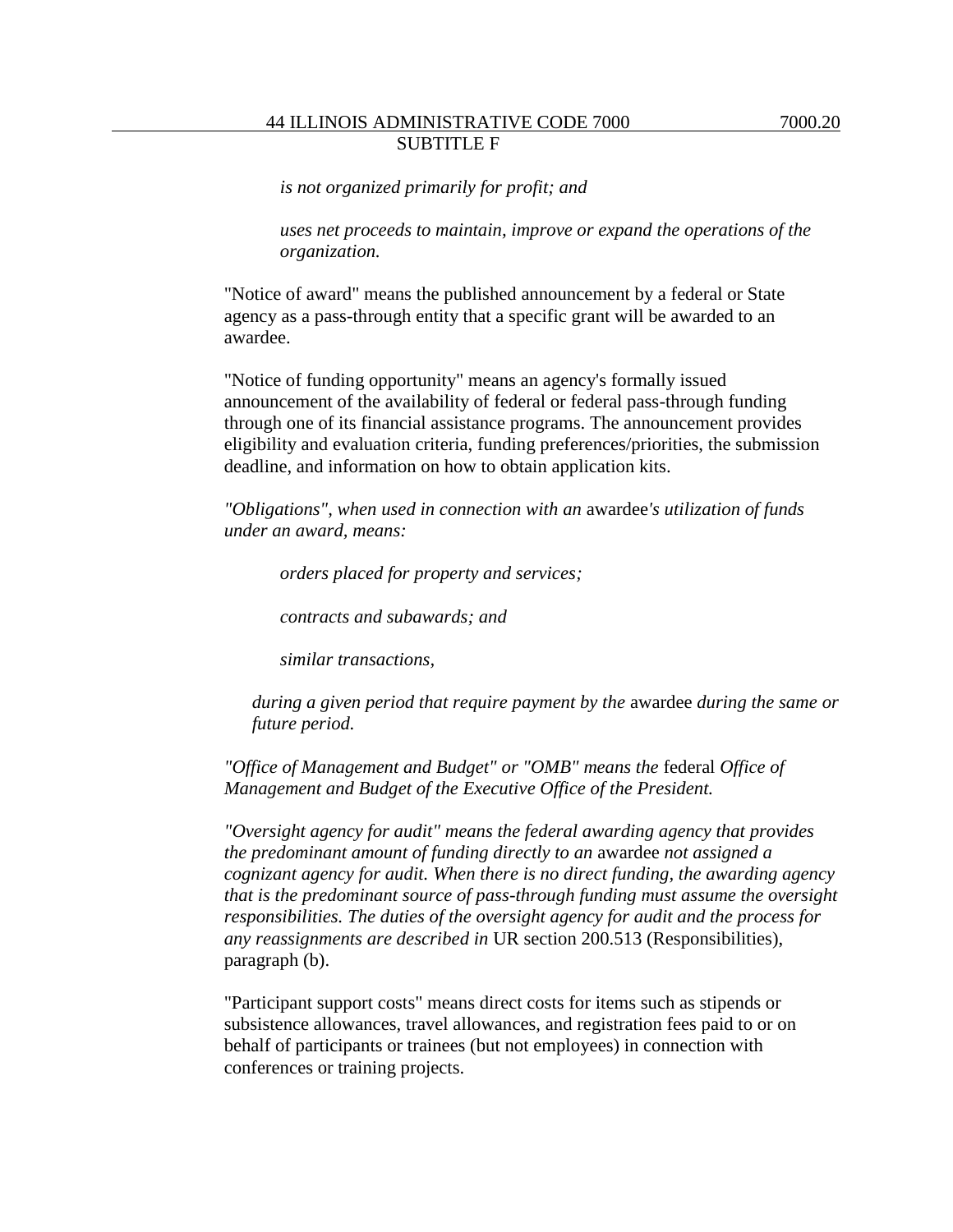*is not organized primarily for profit; and*

*uses net proceeds to maintain, improve or expand the operations of the organization.*

"Notice of award" means the published announcement by a federal or State agency as a pass-through entity that a specific grant will be awarded to an awardee.

"Notice of funding opportunity" means an agency's formally issued announcement of the availability of federal or federal pass-through funding through one of its financial assistance programs. The announcement provides eligibility and evaluation criteria, funding preferences/priorities, the submission deadline, and information on how to obtain application kits.

*"Obligations", when used in connection with an* awardee*'s utilization of funds under an award, means:*

*orders placed for property and services;*

*contracts and subawards; and*

*similar transactions,*

*during a given period that require payment by the* awardee *during the same or future period.*

*"Office of Management and Budget" or "OMB" means the* federal *Office of Management and Budget of the Executive Office of the President.*

*"Oversight agency for audit" means the federal awarding agency that provides the predominant amount of funding directly to an* awardee *not assigned a cognizant agency for audit. When there is no direct funding, the awarding agency that is the predominant source of pass-through funding must assume the oversight responsibilities. The duties of the oversight agency for audit and the process for any reassignments are described in* UR section 200.513 (Responsibilities), paragraph (b).

"Participant support costs" means direct costs for items such as stipends or subsistence allowances, travel allowances, and registration fees paid to or on behalf of participants or trainees (but not employees) in connection with conferences or training projects.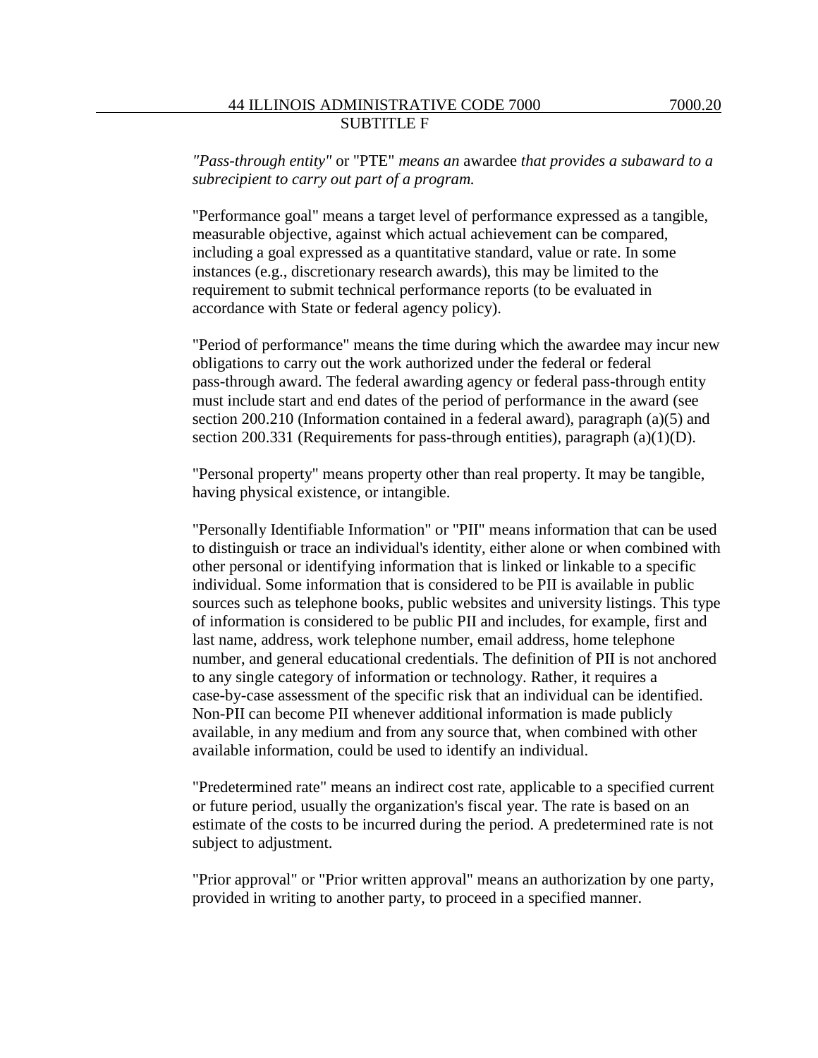*"Pass-through entity"* or "PTE" *means an* awardee *that provides a subaward to a subrecipient to carry out part of a program.*

"Performance goal" means a target level of performance expressed as a tangible, measurable objective, against which actual achievement can be compared, including a goal expressed as a quantitative standard, value or rate. In some instances (e.g., discretionary research awards), this may be limited to the requirement to submit technical performance reports (to be evaluated in accordance with State or federal agency policy).

"Period of performance" means the time during which the awardee may incur new obligations to carry out the work authorized under the federal or federal pass-through award. The federal awarding agency or federal pass-through entity must include start and end dates of the period of performance in the award (see section 200.210 (Information contained in a federal award), paragraph (a)(5) and section 200.331 (Requirements for pass-through entities), paragraph (a)(1)(D).

"Personal property" means property other than real property. It may be tangible, having physical existence, or intangible.

"Personally Identifiable Information" or "PII" means information that can be used to distinguish or trace an individual's identity, either alone or when combined with other personal or identifying information that is linked or linkable to a specific individual. Some information that is considered to be PII is available in public sources such as telephone books, public websites and university listings. This type of information is considered to be public PII and includes, for example, first and last name, address, work telephone number, email address, home telephone number, and general educational credentials. The definition of PII is not anchored to any single category of information or technology. Rather, it requires a case-by-case assessment of the specific risk that an individual can be identified. Non-PII can become PII whenever additional information is made publicly available, in any medium and from any source that, when combined with other available information, could be used to identify an individual.

"Predetermined rate" means an indirect cost rate, applicable to a specified current or future period, usually the organization's fiscal year. The rate is based on an estimate of the costs to be incurred during the period. A predetermined rate is not subject to adjustment.

"Prior approval" or "Prior written approval" means an authorization by one party, provided in writing to another party, to proceed in a specified manner.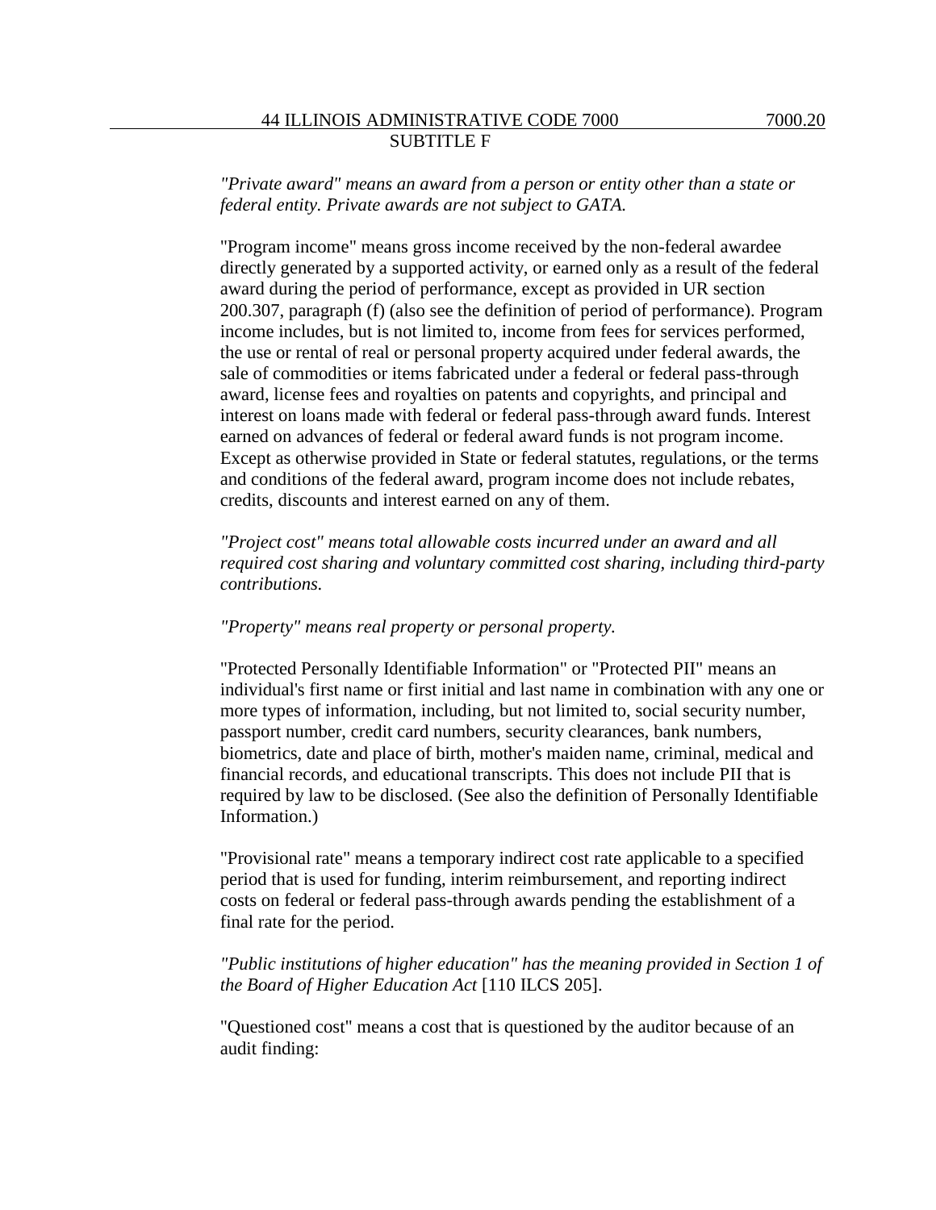*"Private award" means an award from a person or entity other than a state or federal entity. Private awards are not subject to GATA.*

"Program income" means gross income received by the non-federal awardee directly generated by a supported activity, or earned only as a result of the federal award during the period of performance, except as provided in UR section 200.307, paragraph (f) (also see the definition of period of performance). Program income includes, but is not limited to, income from fees for services performed, the use or rental of real or personal property acquired under federal awards, the sale of commodities or items fabricated under a federal or federal pass-through award, license fees and royalties on patents and copyrights, and principal and interest on loans made with federal or federal pass-through award funds. Interest earned on advances of federal or federal award funds is not program income. Except as otherwise provided in State or federal statutes, regulations, or the terms and conditions of the federal award, program income does not include rebates, credits, discounts and interest earned on any of them.

*"Project cost" means total allowable costs incurred under an award and all required cost sharing and voluntary committed cost sharing, including third-party contributions.*

*"Property" means real property or personal property.*

"Protected Personally Identifiable Information" or "Protected PII" means an individual's first name or first initial and last name in combination with any one or more types of information, including, but not limited to, social security number, passport number, credit card numbers, security clearances, bank numbers, biometrics, date and place of birth, mother's maiden name, criminal, medical and financial records, and educational transcripts. This does not include PII that is required by law to be disclosed. (See also the definition of Personally Identifiable Information.)

"Provisional rate" means a temporary indirect cost rate applicable to a specified period that is used for funding, interim reimbursement, and reporting indirect costs on federal or federal pass-through awards pending the establishment of a final rate for the period.

*"Public institutions of higher education" has the meaning provided in Section 1 of the Board of Higher Education Act* [110 ILCS 205].

"Questioned cost" means a cost that is questioned by the auditor because of an audit finding: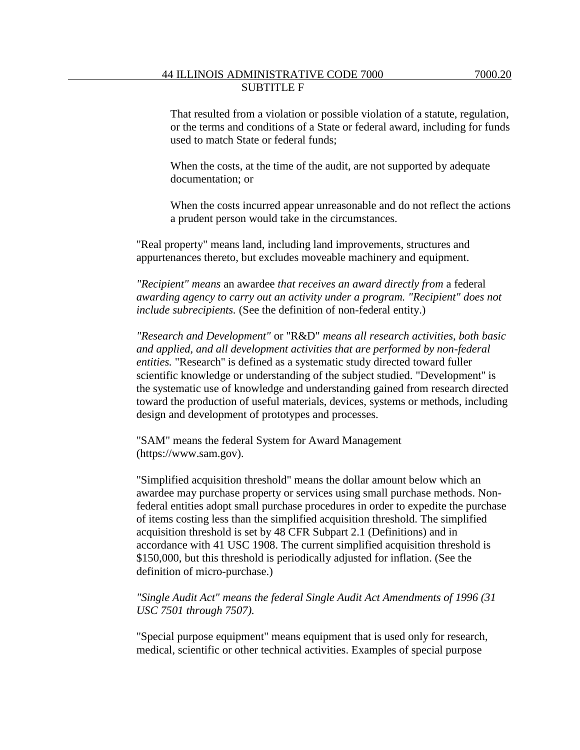That resulted from a violation or possible violation of a statute, regulation, or the terms and conditions of a State or federal award, including for funds used to match State or federal funds;

When the costs, at the time of the audit, are not supported by adequate documentation; or

When the costs incurred appear unreasonable and do not reflect the actions a prudent person would take in the circumstances.

"Real property" means land, including land improvements, structures and appurtenances thereto, but excludes moveable machinery and equipment.

*"Recipient" means* an awardee *that receives an award directly from* a federal *awarding agency to carry out an activity under a program. "Recipient" does not include subrecipients.* (See the definition of non-federal entity.)

*"Research and Development"* or "R&D" *means all research activities, both basic and applied, and all development activities that are performed by non-federal entities.* "Research" is defined as a systematic study directed toward fuller scientific knowledge or understanding of the subject studied. "Development" is the systematic use of knowledge and understanding gained from research directed toward the production of useful materials, devices, systems or methods, including design and development of prototypes and processes.

"SAM" means the federal System for Award Management (https://www.sam.gov).

"Simplified acquisition threshold" means the dollar amount below which an awardee may purchase property or services using small purchase methods. Non-federal entities adopt small purchase procedures in order to expedite the purchase of items costing less than the simplified acquisition threshold. The simplified acquisition threshold is set by 48 CFR Subpart 2.1 (Definitions) and in accordance with 41 USC 1908. The current simplified acquisition threshold is $150,000, but this threshold is periodically adjusted for inflation. (See the definition of micro-purchase.)

*"Single Audit Act" means the federal Single Audit Act Amendments of 1996 (31 USC 7501 through 7507).*

"Special purpose equipment" means equipment that is used only for research, medical, scientific or other technical activities. Examples of special purpose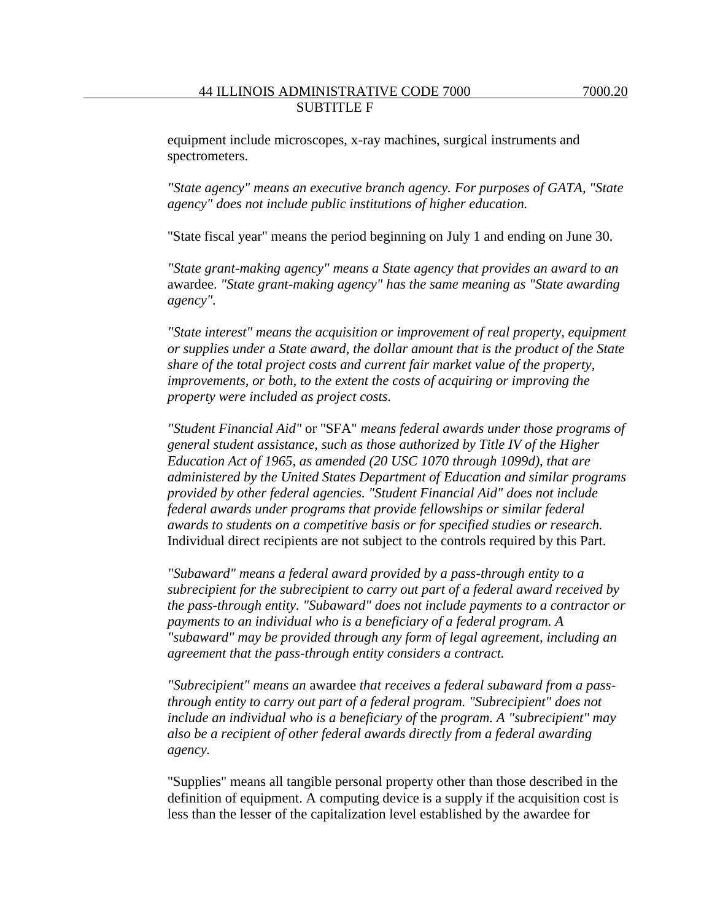equipment include microscopes, x-ray machines, surgical instruments and spectrometers.

*"State agency" means an executive branch agency. For purposes of GATA, "State agency" does not include public institutions of higher education.*

"State fiscal year" means the period beginning on July 1 and ending on June 30.

*"State grant-making agency" means a State agency that provides an award to an* awardee. *"State grant-making agency" has the same meaning as "State awarding agency".*

*"State interest" means the acquisition or improvement of real property, equipment or supplies under a State award, the dollar amount that is the product of the State share of the total project costs and current fair market value of the property, improvements, or both, to the extent the costs of acquiring or improving the property were included as project costs.*

*"Student Financial Aid"* or "SFA" *means federal awards under those programs of general student assistance, such as those authorized by Title IV of the Higher Education Act of 1965, as amended (20 USC 1070 through 1099d), that are administered by the United States Department of Education and similar programs provided by other federal agencies. "Student Financial Aid" does not include federal awards under programs that provide fellowships or similar federal awards to students on a competitive basis or for specified studies or research.* Individual direct recipients are not subject to the controls required by this Part.

*"Subaward" means a federal award provided by a pass-through entity to a subrecipient for the subrecipient to carry out part of a federal award received by the pass-through entity. "Subaward" does not include payments to a contractor or payments to an individual who is a beneficiary of a federal program. A "subaward" may be provided through any form of legal agreement, including an agreement that the pass-through entity considers a contract.*

*"Subrecipient" means an* awardee *that receives a federal subaward from a pass-through entity to carry out part of a federal program. "Subrecipient" does not include an individual who is a beneficiary of* the *program. A "subrecipient" may also be a recipient of other federal awards directly from a federal awarding agency.*

"Supplies" means all tangible personal property other than those described in the definition of equipment. A computing device is a supply if the acquisition cost is less than the lesser of the capitalization level established by the awardee for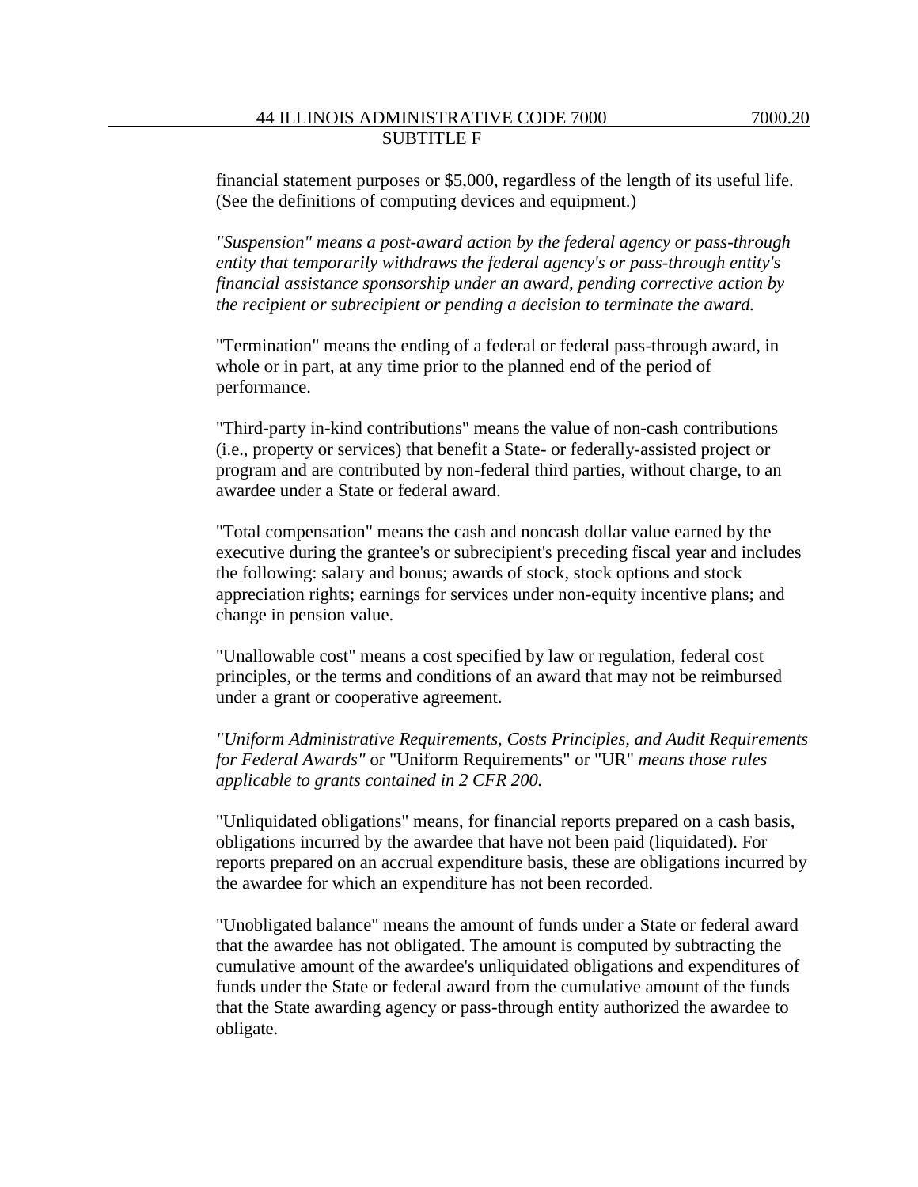financial statement purposes or $5,000, regardless of the length of its useful life. (See the definitions of computing devices and equipment.)

*"Suspension" means a post-award action by the federal agency or pass-through entity that temporarily withdraws the federal agency's or pass-through entity's financial assistance sponsorship under an award, pending corrective action by the recipient or subrecipient or pending a decision to terminate the award.*

"Termination" means the ending of a federal or federal pass-through award, in whole or in part, at any time prior to the planned end of the period of performance.

"Third-party in-kind contributions" means the value of non-cash contributions (i.e., property or services) that benefit a State- or federally-assisted project or program and are contributed by non-federal third parties, without charge, to an awardee under a State or federal award.

"Total compensation" means the cash and noncash dollar value earned by the executive during the grantee's or subrecipient's preceding fiscal year and includes the following: salary and bonus; awards of stock, stock options and stock appreciation rights; earnings for services under non-equity incentive plans; and change in pension value.

"Unallowable cost" means a cost specified by law or regulation, federal cost principles, or the terms and conditions of an award that may not be reimbursed under a grant or cooperative agreement.

*"Uniform Administrative Requirements, Costs Principles, and Audit Requirements for Federal Awards"* or "Uniform Requirements" or "UR" *means those rules applicable to grants contained in 2 CFR 200.*

"Unliquidated obligations" means, for financial reports prepared on a cash basis, obligations incurred by the awardee that have not been paid (liquidated). For reports prepared on an accrual expenditure basis, these are obligations incurred by the awardee for which an expenditure has not been recorded.

"Unobligated balance" means the amount of funds under a State or federal award that the awardee has not obligated. The amount is computed by subtracting the cumulative amount of the awardee's unliquidated obligations and expenditures of funds under the State or federal award from the cumulative amount of the funds that the State awarding agency or pass-through entity authorized the awardee to obligate.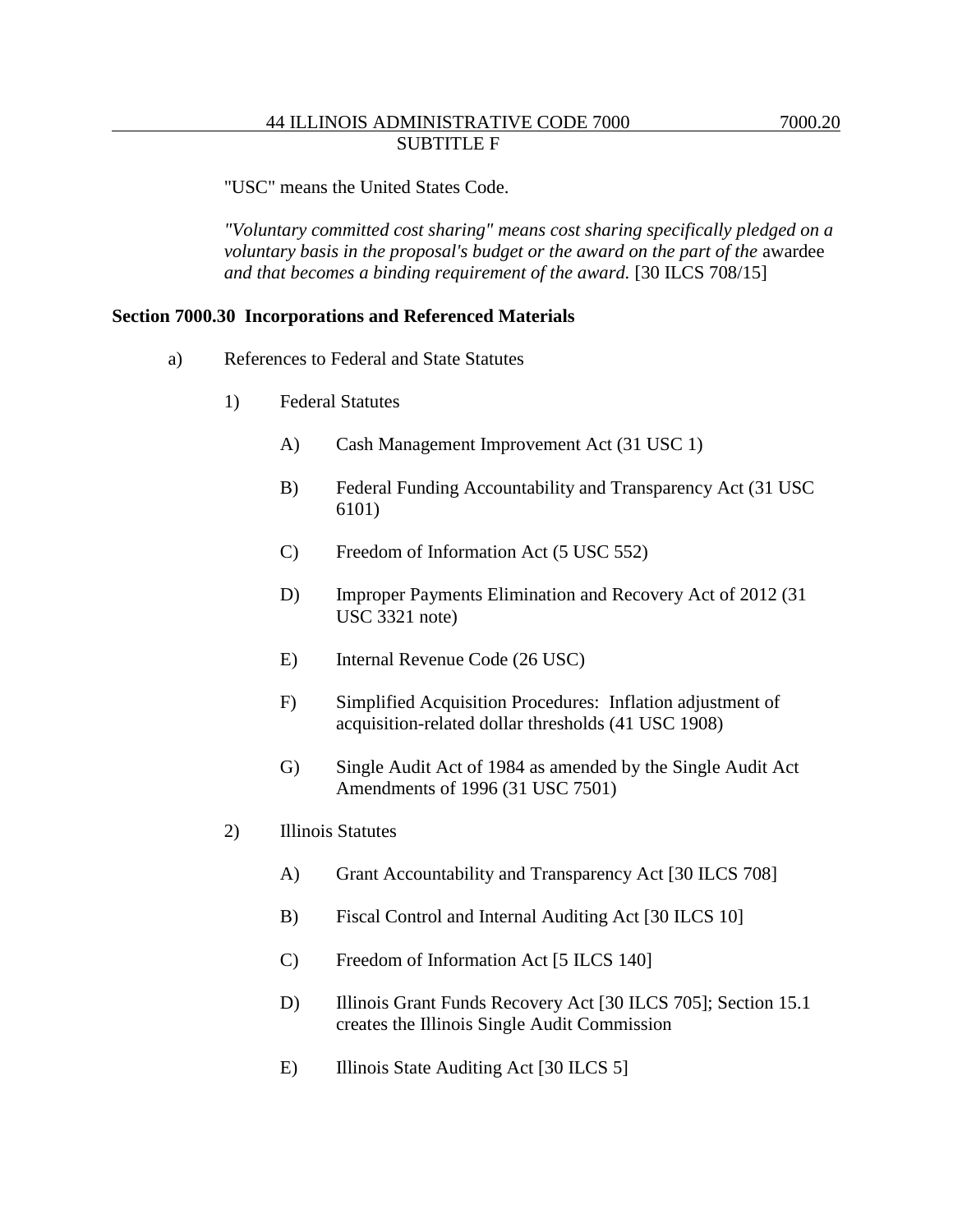"USC" means the United States Code.

*"Voluntary committed cost sharing" means cost sharing specifically pledged on a voluntary basis in the proposal's budget or the award on the part of the* awardee *and that becomes a binding requirement of the award.* [30 ILCS 708/15]

**Section 7000.30 Incorporations and Referenced Materials**

a) References to Federal and State Statutes

1) Federal Statutes

A) Cash Management Improvement Act (31 USC 1)

B) Federal Funding Accountability and Transparency Act (31 USC 6101)

C) Freedom of Information Act (5 USC 552)

D) Improper Payments Elimination and Recovery Act of 2012 (31 USC 3321 note)

E) Internal Revenue Code (26 USC)

F) Simplified Acquisition Procedures: Inflation adjustment of acquisition-related dollar thresholds (41 USC 1908)

G) Single Audit Act of 1984 as amended by the Single Audit Act Amendments of 1996 (31 USC 7501)

2) Illinois Statutes

A) Grant Accountability and Transparency Act [30 ILCS 708]

B) Fiscal Control and Internal Auditing Act [30 ILCS 10]

C) Freedom of Information Act [5 ILCS 140]

D) Illinois Grant Funds Recovery Act [30 ILCS 705]; Section 15.1 creates the Illinois Single Audit Commission

E) Illinois State Auditing Act [30 ILCS 5]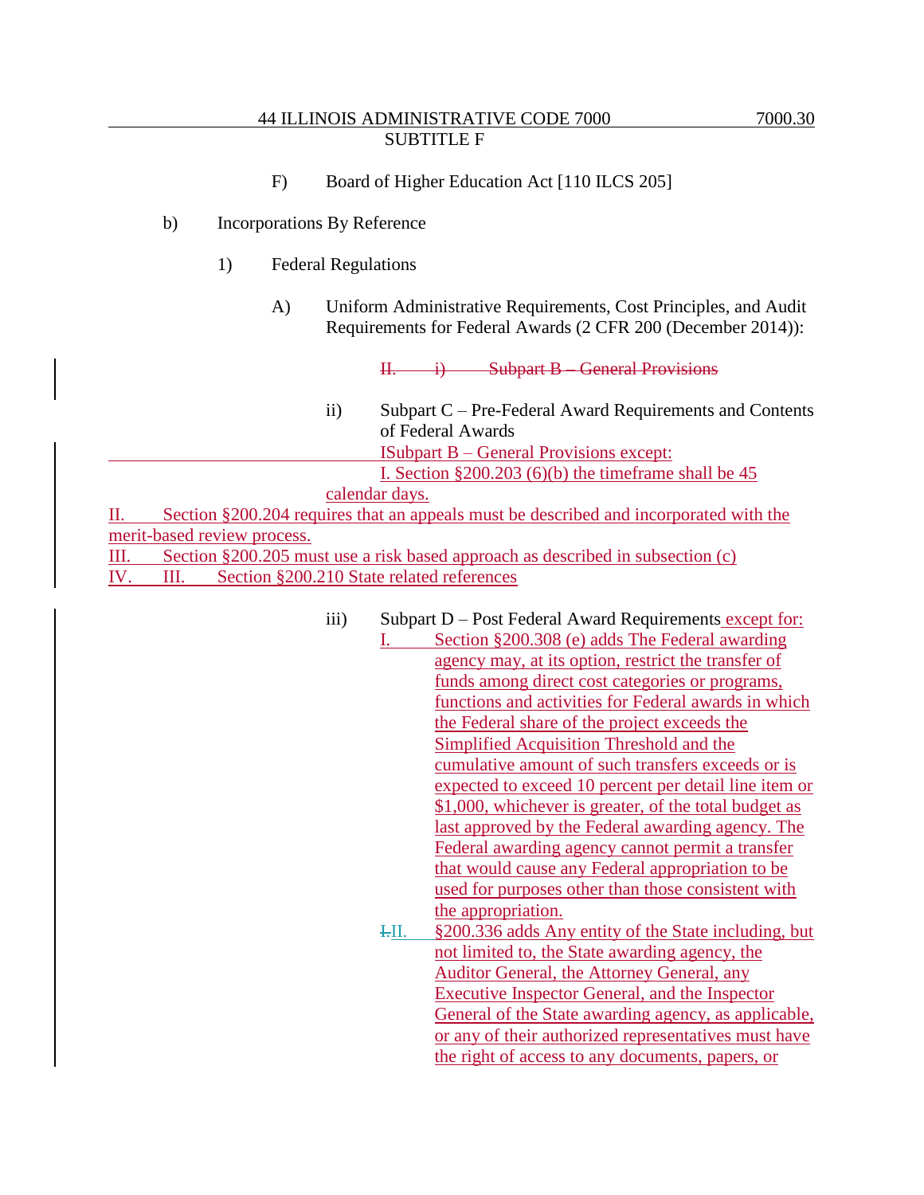F) Board of Higher Education Act [110 ILCS 205]

b) Incorporations By Reference

1) Federal Regulations

A) Uniform Administrative Requirements, Cost Principles, and Audit Requirements for Federal Awards (2 CFR 200 (December 2014)):

~~II. i) Subpart B – General Provisions~~

ii) Subpart C – Pre-Federal Award Requirements and Contents of Federal Awards

ISubpart B – General Provisions except:

I. Section §200.203 (6)(b) the timeframe shall be 45 calendar days.

II. Section §200.204 requires that an appeals must be described and incorporated with the merit-based review process.

III. Section §200.205 must use a risk based approach as described in subsection (c)

IV. III. Section §200.210 State related references

iii) Subpart D – Post Federal Award Requirements except for:

I. Section §200.308 (e) adds The Federal awarding agency may, at its option, restrict the transfer of funds among direct cost categories or programs, functions and activities for Federal awards in which the Federal share of the project exceeds the Simplified Acquisition Threshold and the cumulative amount of such transfers exceeds or is expected to exceed 10 percent per detail line item or $1,000, whichever is greater, of the total budget as last approved by the Federal awarding agency. The Federal awarding agency cannot permit a transfer that would cause any Federal appropriation to be used for purposes other than those consistent with the appropriation.

~~I.~~II. §200.336 adds Any entity of the State including, but not limited to, the State awarding agency, the Auditor General, the Attorney General, any Executive Inspector General, and the Inspector General of the State awarding agency, as applicable, or any of their authorized representatives must have the right of access to any documents, papers, or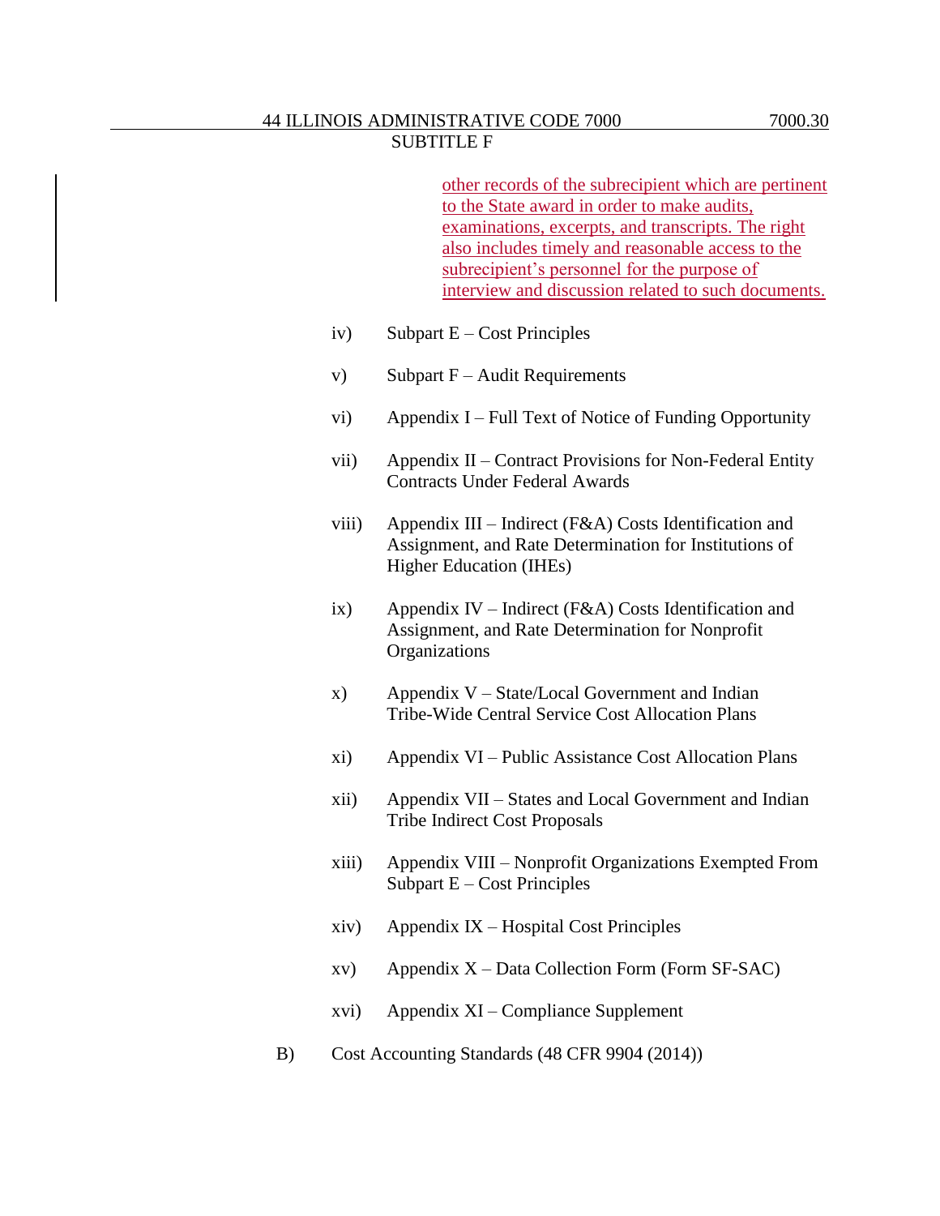other records of the subrecipient which are pertinent to the State award in order to make audits, examinations, excerpts, and transcripts. The right also includes timely and reasonable access to the subrecipient's personnel for the purpose of interview and discussion related to such documents.

iv) Subpart E – Cost Principles

v) Subpart F – Audit Requirements

vi) Appendix I – Full Text of Notice of Funding Opportunity

vii) Appendix II – Contract Provisions for Non-Federal Entity Contracts Under Federal Awards

viii) Appendix III – Indirect (F&A) Costs Identification and Assignment, and Rate Determination for Institutions of Higher Education (IHEs)

ix) Appendix IV – Indirect (F&A) Costs Identification and Assignment, and Rate Determination for Nonprofit Organizations

x) Appendix V – State/Local Government and Indian Tribe-Wide Central Service Cost Allocation Plans

xi) Appendix VI – Public Assistance Cost Allocation Plans

xii) Appendix VII – States and Local Government and Indian Tribe Indirect Cost Proposals

xiii) Appendix VIII – Nonprofit Organizations Exempted From Subpart E – Cost Principles

xiv) Appendix IX – Hospital Cost Principles

xv) Appendix X – Data Collection Form (Form SF-SAC)

xvi) Appendix XI – Compliance Supplement

B) Cost Accounting Standards (48 CFR 9904 (2014))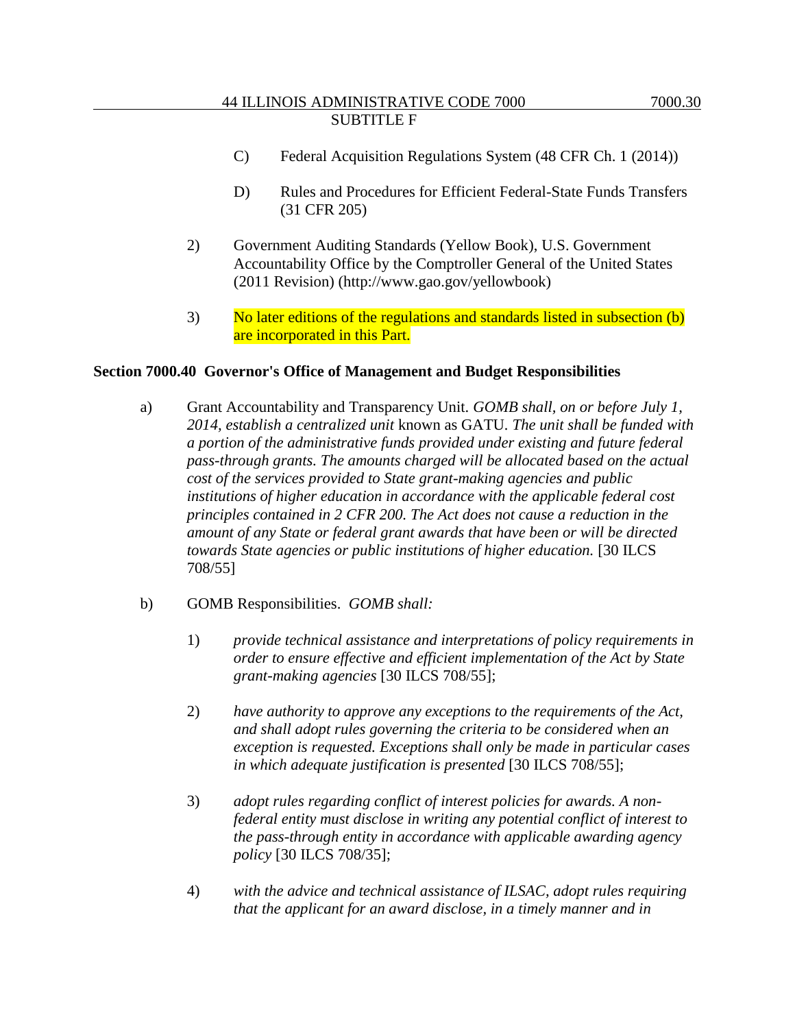C) Federal Acquisition Regulations System (48 CFR Ch. 1 (2014))

D) Rules and Procedures for Efficient Federal-State Funds Transfers (31 CFR 205)

2) Government Auditing Standards (Yellow Book), U.S. Government Accountability Office by the Comptroller General of the United States (2011 Revision) (http://www.gao.gov/yellowbook)

3) No later editions of the regulations and standards listed in subsection (b) are incorporated in this Part.

**Section 7000.40 Governor's Office of Management and Budget Responsibilities**

a) Grant Accountability and Transparency Unit. *GOMB shall, on or before July 1, 2014, establish a centralized unit* known as GATU. *The unit shall be funded with a portion of the administrative funds provided under existing and future federal pass-through grants. The amounts charged will be allocated based on the actual cost of the services provided to State grant-making agencies and public institutions of higher education in accordance with the applicable federal cost principles contained in 2 CFR 200. The Act does not cause a reduction in the amount of any State or federal grant awards that have been or will be directed towards State agencies or public institutions of higher education.* [30 ILCS 708/55]

b) GOMB Responsibilities. *GOMB shall:*

1) *provide technical assistance and interpretations of policy requirements in order to ensure effective and efficient implementation of the Act by State grant-making agencies* [30 ILCS 708/55];

2) *have authority to approve any exceptions to the requirements of the Act, and shall adopt rules governing the criteria to be considered when an exception is requested. Exceptions shall only be made in particular cases in which adequate justification is presented* [30 ILCS 708/55];

3) *adopt rules regarding conflict of interest policies for awards. A non-federal entity must disclose in writing any potential conflict of interest to the pass-through entity in accordance with applicable awarding agency policy* [30 ILCS 708/35];

4) *with the advice and technical assistance of ILSAC, adopt rules requiring that the applicant for an award disclose, in a timely manner and in*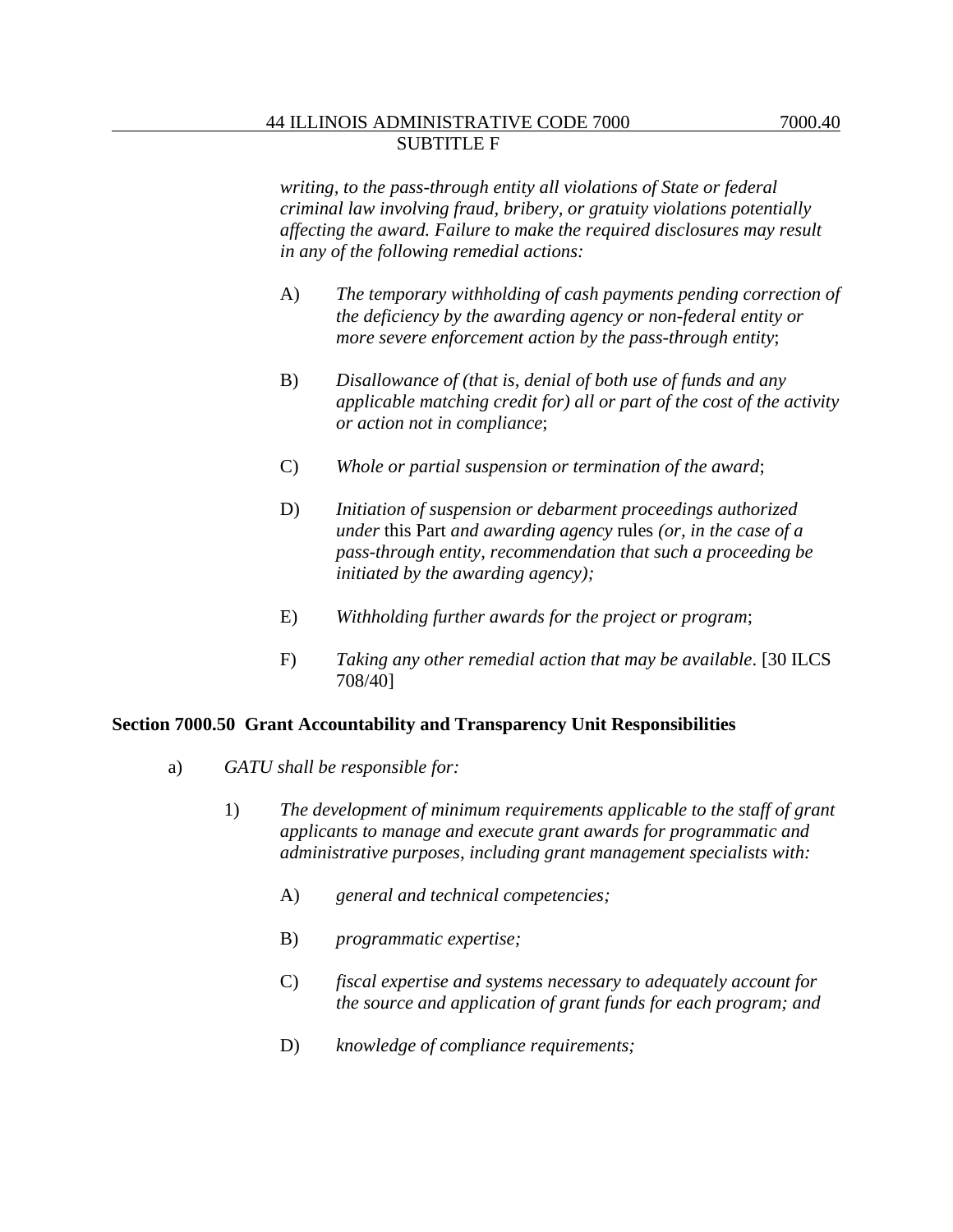*writing, to the pass-through entity all violations of State or federal criminal law involving fraud, bribery, or gratuity violations potentially affecting the award. Failure to make the required disclosures may result in any of the following remedial actions:*

A) *The temporary withholding of cash payments pending correction of the deficiency by the awarding agency or non-federal entity or more severe enforcement action by the pass-through entity*;

B) *Disallowance of (that is, denial of both use of funds and any applicable matching credit for) all or part of the cost of the activity or action not in compliance*;

C) *Whole or partial suspension or termination of the award*;

D) *Initiation of suspension or debarment proceedings authorized under* this Part *and awarding agency* rules *(or, in the case of a pass-through entity, recommendation that such a proceeding be initiated by the awarding agency);*

E) *Withholding further awards for the project or program*;

F) *Taking any other remedial action that may be available*. [30 ILCS 708/40]

**Section 7000.50 Grant Accountability and Transparency Unit Responsibilities**

a) *GATU shall be responsible for:*

1) *The development of minimum requirements applicable to the staff of grant applicants to manage and execute grant awards for programmatic and administrative purposes, including grant management specialists with:*

A) *general and technical competencies;*

B) *programmatic expertise;*

C) *fiscal expertise and systems necessary to adequately account for the source and application of grant funds for each program; and*

D) *knowledge of compliance requirements;*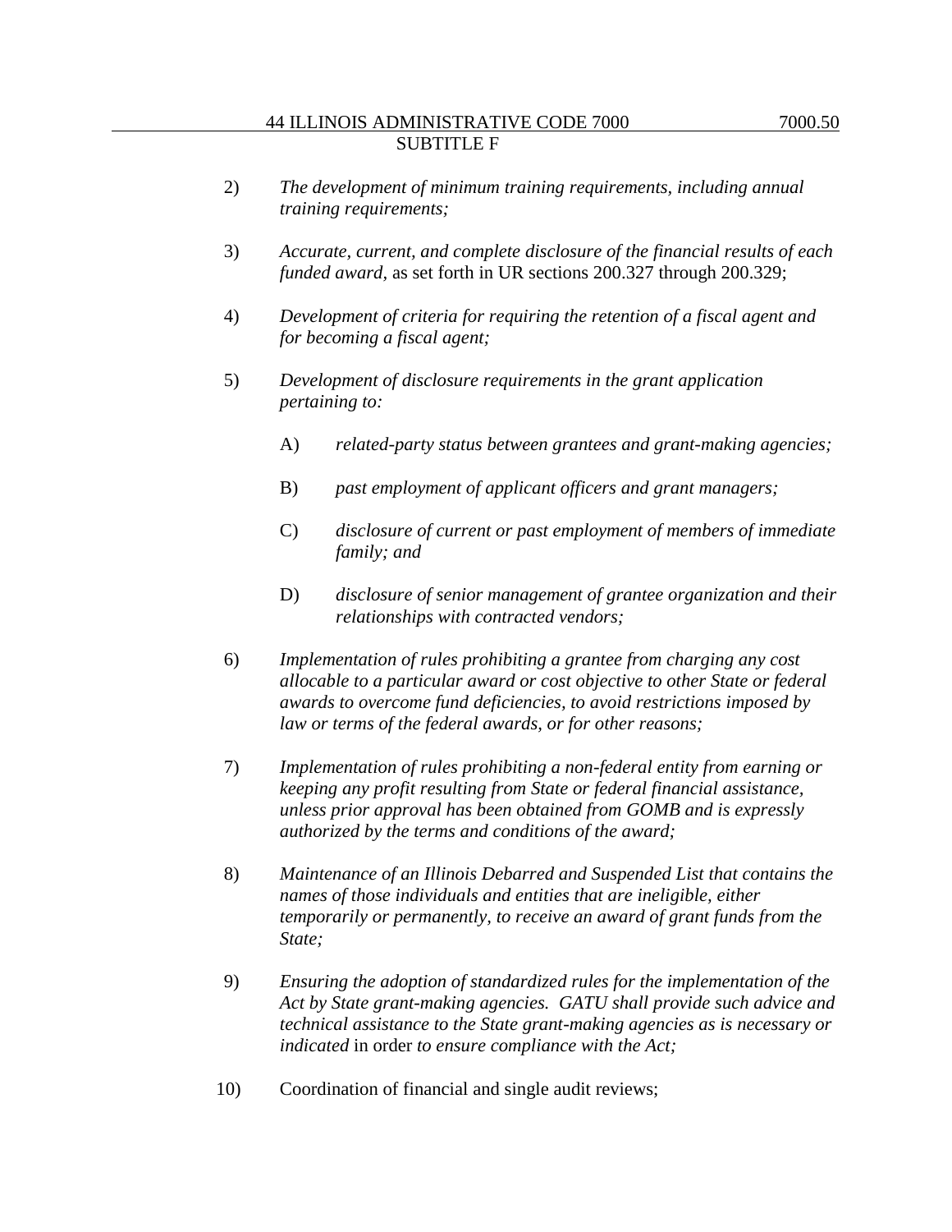2) *The development of minimum training requirements, including annual training requirements;*

3) *Accurate, current, and complete disclosure of the financial results of each funded award*, as set forth in UR sections 200.327 through 200.329;

4) *Development of criteria for requiring the retention of a fiscal agent and for becoming a fiscal agent;*

5) *Development of disclosure requirements in the grant application pertaining to:*

   A) *related-party status between grantees and grant-making agencies;*

   B) *past employment of applicant officers and grant managers;*

   C) *disclosure of current or past employment of members of immediate family; and*

   D) *disclosure of senior management of grantee organization and their relationships with contracted vendors;*

6) *Implementation of rules prohibiting a grantee from charging any cost allocable to a particular award or cost objective to other State or federal awards to overcome fund deficiencies, to avoid restrictions imposed by law or terms of the federal awards, or for other reasons;*

7) *Implementation of rules prohibiting a non-federal entity from earning or keeping any profit resulting from State or federal financial assistance, unless prior approval has been obtained from GOMB and is expressly authorized by the terms and conditions of the award;*

8) *Maintenance of an Illinois Debarred and Suspended List that contains the names of those individuals and entities that are ineligible, either temporarily or permanently, to receive an award of grant funds from the State;*

9) *Ensuring the adoption of standardized rules for the implementation of the Act by State grant-making agencies. GATU shall provide such advice and technical assistance to the State grant-making agencies as is necessary or indicated* in order *to ensure compliance with the Act;*

10) Coordination of financial and single audit reviews;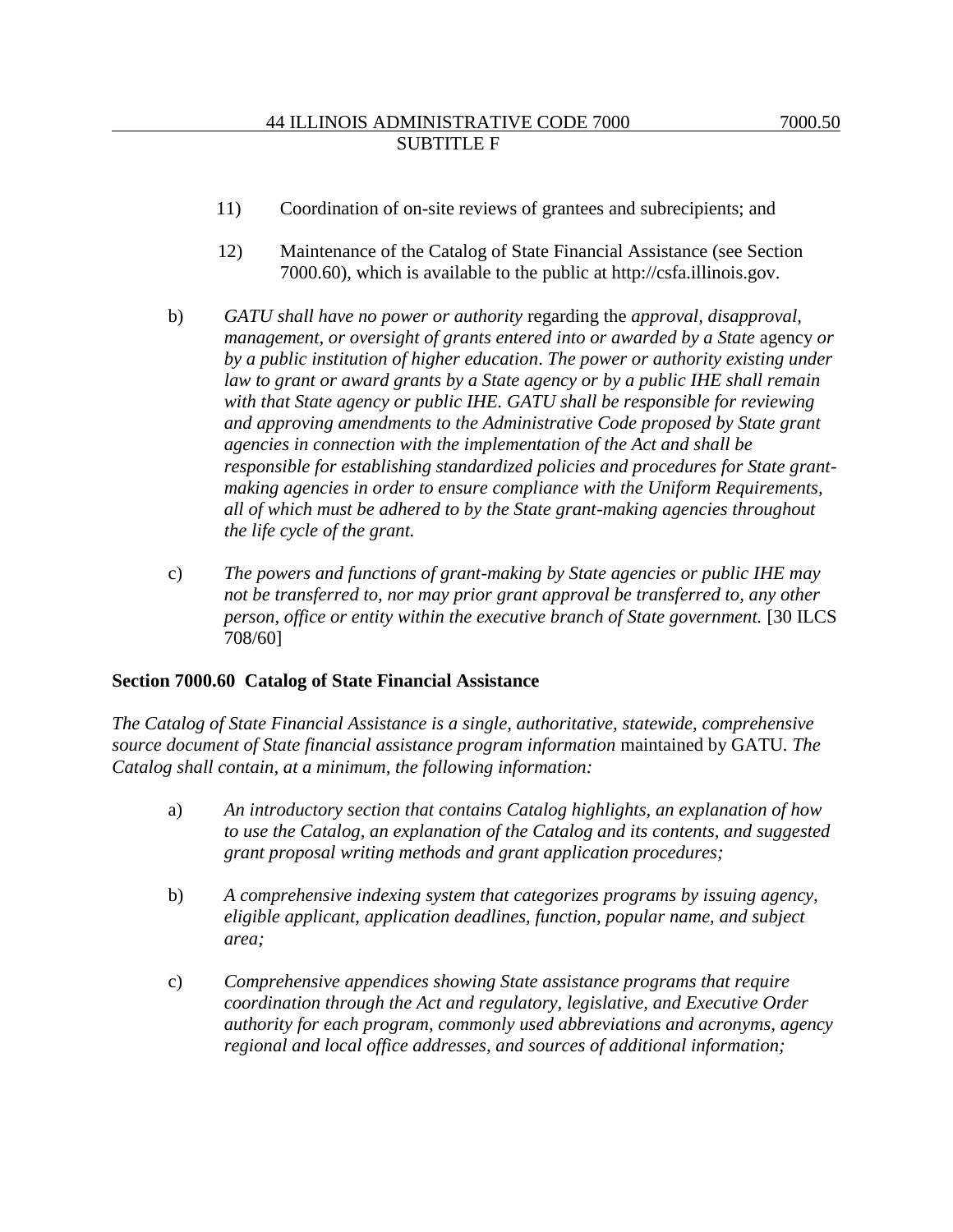11) Coordination of on-site reviews of grantees and subrecipients; and

12) Maintenance of the Catalog of State Financial Assistance (see Section 7000.60), which is available to the public at http://csfa.illinois.gov.

b) *GATU shall have no power or authority* regarding the *approval, disapproval, management, or oversight of grants entered into or awarded by a State* agency *or by a public institution of higher education. The power or authority existing under law to grant or award grants by a State agency or by a public IHE shall remain with that State agency or public IHE. GATU shall be responsible for reviewing and approving amendments to the Administrative Code proposed by State grant agencies in connection with the implementation of the Act and shall be responsible for establishing standardized policies and procedures for State grant-making agencies in order to ensure compliance with the Uniform Requirements, all of which must be adhered to by the State grant-making agencies throughout the life cycle of the grant.*

c) *The powers and functions of grant-making by State agencies or public IHE may not be transferred to, nor may prior grant approval be transferred to, any other person, office or entity within the executive branch of State government.* [30 ILCS 708/60]

**Section 7000.60 Catalog of State Financial Assistance**

*The Catalog of State Financial Assistance is a single, authoritative, statewide, comprehensive source document of State financial assistance program information* maintained by GATU. *The Catalog shall contain, at a minimum, the following information:*

a) *An introductory section that contains Catalog highlights, an explanation of how to use the Catalog, an explanation of the Catalog and its contents, and suggested grant proposal writing methods and grant application procedures;*

b) *A comprehensive indexing system that categorizes programs by issuing agency, eligible applicant, application deadlines, function, popular name, and subject area;*

c) *Comprehensive appendices showing State assistance programs that require coordination through the Act and regulatory, legislative, and Executive Order authority for each program, commonly used abbreviations and acronyms, agency regional and local office addresses, and sources of additional information;*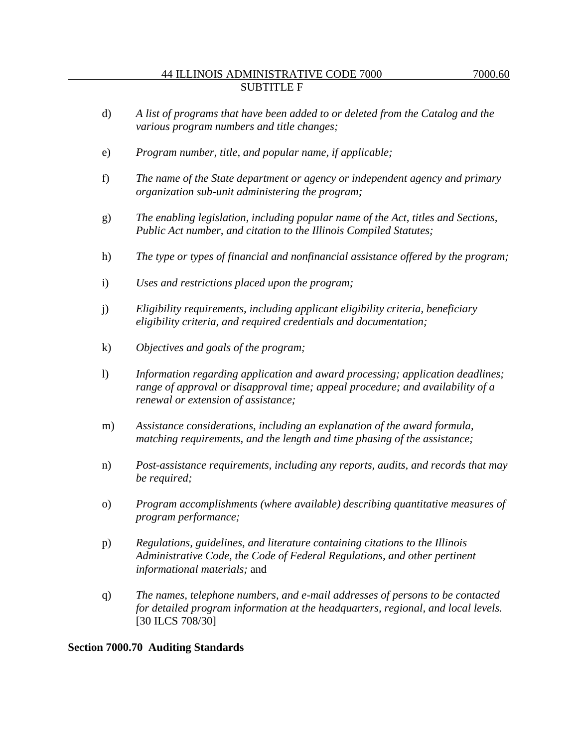d) *A list of programs that have been added to or deleted from the Catalog and the various program numbers and title changes;*

e) *Program number, title, and popular name, if applicable;*

f) *The name of the State department or agency or independent agency and primary organization sub-unit administering the program;*

g) *The enabling legislation, including popular name of the Act, titles and Sections, Public Act number, and citation to the Illinois Compiled Statutes;*

h) *The type or types of financial and nonfinancial assistance offered by the program;*

i) *Uses and restrictions placed upon the program;*

j) *Eligibility requirements, including applicant eligibility criteria, beneficiary eligibility criteria, and required credentials and documentation;*

k) *Objectives and goals of the program;*

l) *Information regarding application and award processing; application deadlines; range of approval or disapproval time; appeal procedure; and availability of a renewal or extension of assistance;*

m) *Assistance considerations, including an explanation of the award formula, matching requirements, and the length and time phasing of the assistance;*

n) *Post-assistance requirements, including any reports, audits, and records that may be required;*

o) *Program accomplishments (where available) describing quantitative measures of program performance;*

p) *Regulations, guidelines, and literature containing citations to the Illinois Administrative Code, the Code of Federal Regulations, and other pertinent informational materials;* and

q) *The names, telephone numbers, and e-mail addresses of persons to be contacted for detailed program information at the headquarters, regional, and local levels.* [30 ILCS 708/30]

**Section 7000.70 Auditing Standards**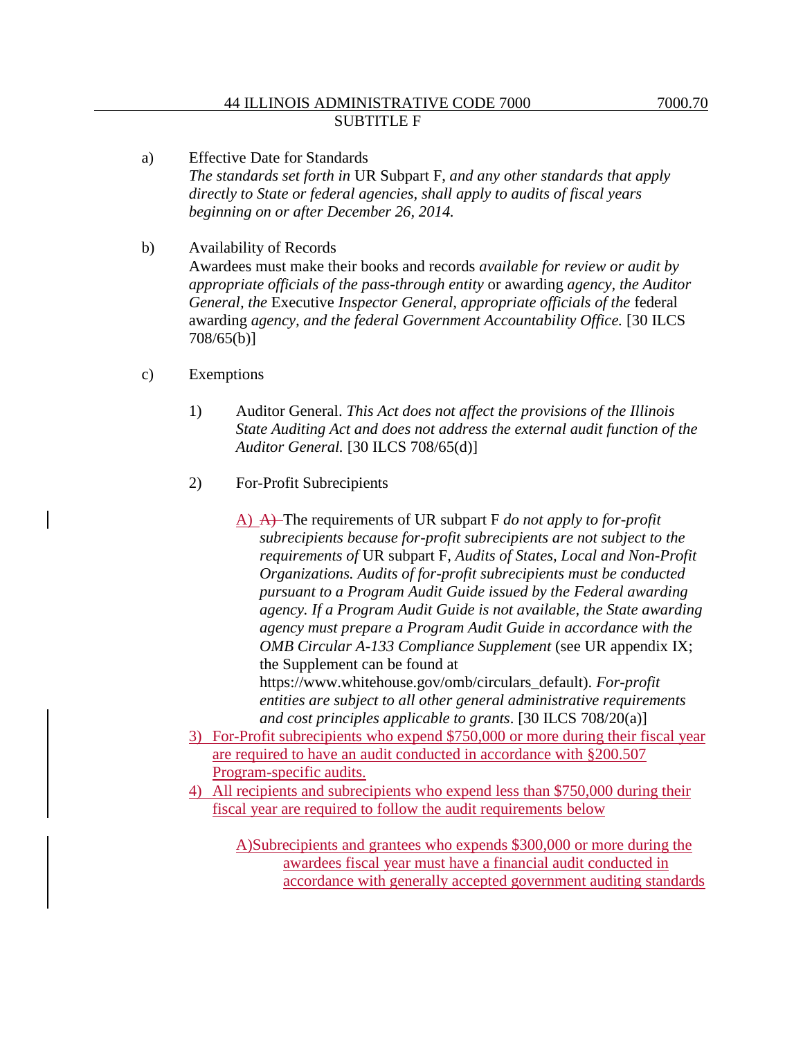a) Effective Date for Standards
*The standards set forth in* UR Subpart F, *and any other standards that apply directly to State or federal agencies, shall apply to audits of fiscal years beginning on or after December 26, 2014.*

b) Availability of Records
Awardees must make their books and records *available for review or audit by appropriate officials of the pass-through entity* or awarding *agency, the Auditor General, the* Executive *Inspector General, appropriate officials of the* federal awarding *agency, and the federal Government Accountability Office.* [30 ILCS 708/65(b)]

c) Exemptions

1) Auditor General. *This Act does not affect the provisions of the Illinois State Auditing Act and does not address the external audit function of the Auditor General.* [30 ILCS 708/65(d)]

2) For-Profit Subrecipients

A) ~~A)~~ The requirements of UR subpart F *do not apply to for-profit subrecipients because for-profit subrecipients are not subject to the requirements of* UR subpart F, *Audits of States, Local and Non-Profit Organizations. Audits of for-profit subrecipients must be conducted pursuant to a Program Audit Guide issued by the Federal awarding agency. If a Program Audit Guide is not available, the State awarding agency must prepare a Program Audit Guide in accordance with the OMB Circular A-133 Compliance Supplement* (see UR appendix IX; the Supplement can be found at https://www.whitehouse.gov/omb/circulars_default). *For-profit entities are subject to all other general administrative requirements and cost principles applicable to grants*. [30 ILCS 708/20(a)]

3) For-Profit subrecipients who expend $750,000 or more during their fiscal year are required to have an audit conducted in accordance with §200.507 Program-specific audits.

4) All recipients and subrecipients who expend less than $750,000 during their fiscal year are required to follow the audit requirements below

A) Subrecipients and grantees who expends $300,000 or more during the awardees fiscal year must have a financial audit conducted in accordance with generally accepted government auditing standards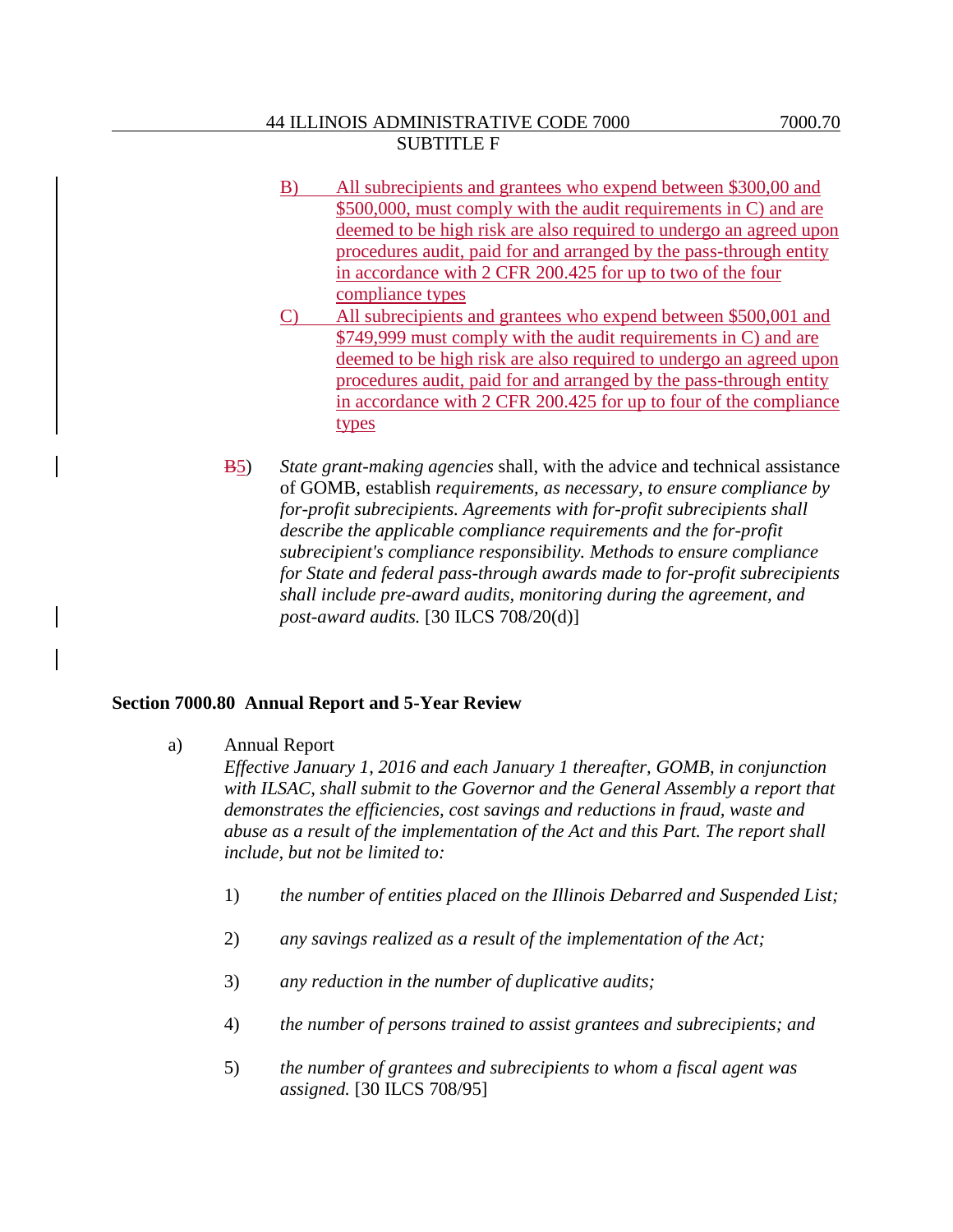B) All subrecipients and grantees who expend between $300,00 and $500,000, must comply with the audit requirements in C) and are deemed to be high risk are also required to undergo an agreed upon procedures audit, paid for and arranged by the pass-through entity in accordance with 2 CFR 200.425 for up to two of the four compliance types

C) All subrecipients and grantees who expend between $500,001 and $749,999 must comply with the audit requirements in C) and are deemed to be high risk are also required to undergo an agreed upon procedures audit, paid for and arranged by the pass-through entity in accordance with 2 CFR 200.425 for up to four of the compliance types

~~B~~5) *State grant-making agencies* shall, with the advice and technical assistance of GOMB, establish *requirements, as necessary, to ensure compliance by for-profit subrecipients. Agreements with for-profit subrecipients shall describe the applicable compliance requirements and the for-profit subrecipient's compliance responsibility. Methods to ensure compliance for State and federal pass-through awards made to for-profit subrecipients shall include pre-award audits, monitoring during the agreement, and post-award audits.* [30 ILCS 708/20(d)]

**Section 7000.80 Annual Report and 5-Year Review**

a) Annual Report
*Effective January 1, 2016 and each January 1 thereafter, GOMB, in conjunction with ILSAC, shall submit to the Governor and the General Assembly a report that demonstrates the efficiencies, cost savings and reductions in fraud, waste and abuse as a result of the implementation of the Act and this Part. The report shall include, but not be limited to:*

1) *the number of entities placed on the Illinois Debarred and Suspended List;*

2) *any savings realized as a result of the implementation of the Act;*

3) *any reduction in the number of duplicative audits;*

4) *the number of persons trained to assist grantees and subrecipients; and*

5) *the number of grantees and subrecipients to whom a fiscal agent was assigned.* [30 ILCS 708/95]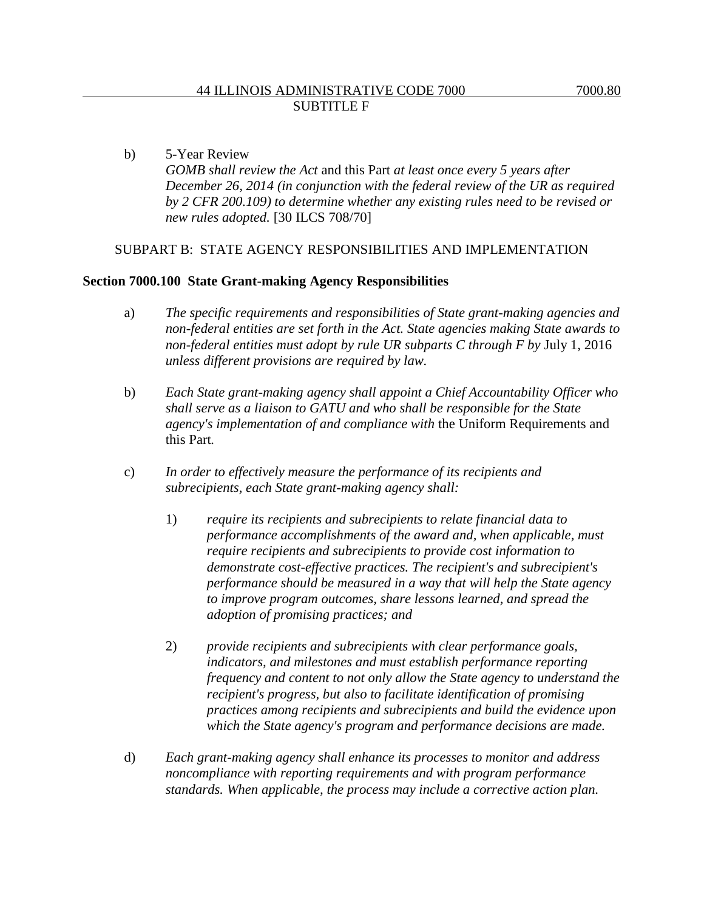b) 5-Year Review
*GOMB shall review the Act* and this Part *at least once every 5 years after December 26, 2014 (in conjunction with the federal review of the UR as required by 2 CFR 200.109) to determine whether any existing rules need to be revised or new rules adopted.* [30 ILCS 708/70]

SUBPART B: STATE AGENCY RESPONSIBILITIES AND IMPLEMENTATION

**Section 7000.100 State Grant-making Agency Responsibilities**

a) *The specific requirements and responsibilities of State grant-making agencies and non-federal entities are set forth in the Act. State agencies making State awards to non-federal entities must adopt by rule UR subparts C through F by* July 1, 2016 *unless different provisions are required by law.*

b) *Each State grant-making agency shall appoint a Chief Accountability Officer who shall serve as a liaison to GATU and who shall be responsible for the State agency's implementation of and compliance with* the Uniform Requirements and this Part*.*

c) *In order to effectively measure the performance of its recipients and subrecipients, each State grant-making agency shall:*

1) *require its recipients and subrecipients to relate financial data to performance accomplishments of the award and, when applicable, must require recipients and subrecipients to provide cost information to demonstrate cost-effective practices. The recipient's and subrecipient's performance should be measured in a way that will help the State agency to improve program outcomes, share lessons learned, and spread the adoption of promising practices; and*

2) *provide recipients and subrecipients with clear performance goals, indicators, and milestones and must establish performance reporting frequency and content to not only allow the State agency to understand the recipient's progress, but also to facilitate identification of promising practices among recipients and subrecipients and build the evidence upon which the State agency's program and performance decisions are made.*

d) *Each grant-making agency shall enhance its processes to monitor and address noncompliance with reporting requirements and with program performance standards. When applicable, the process may include a corrective action plan.*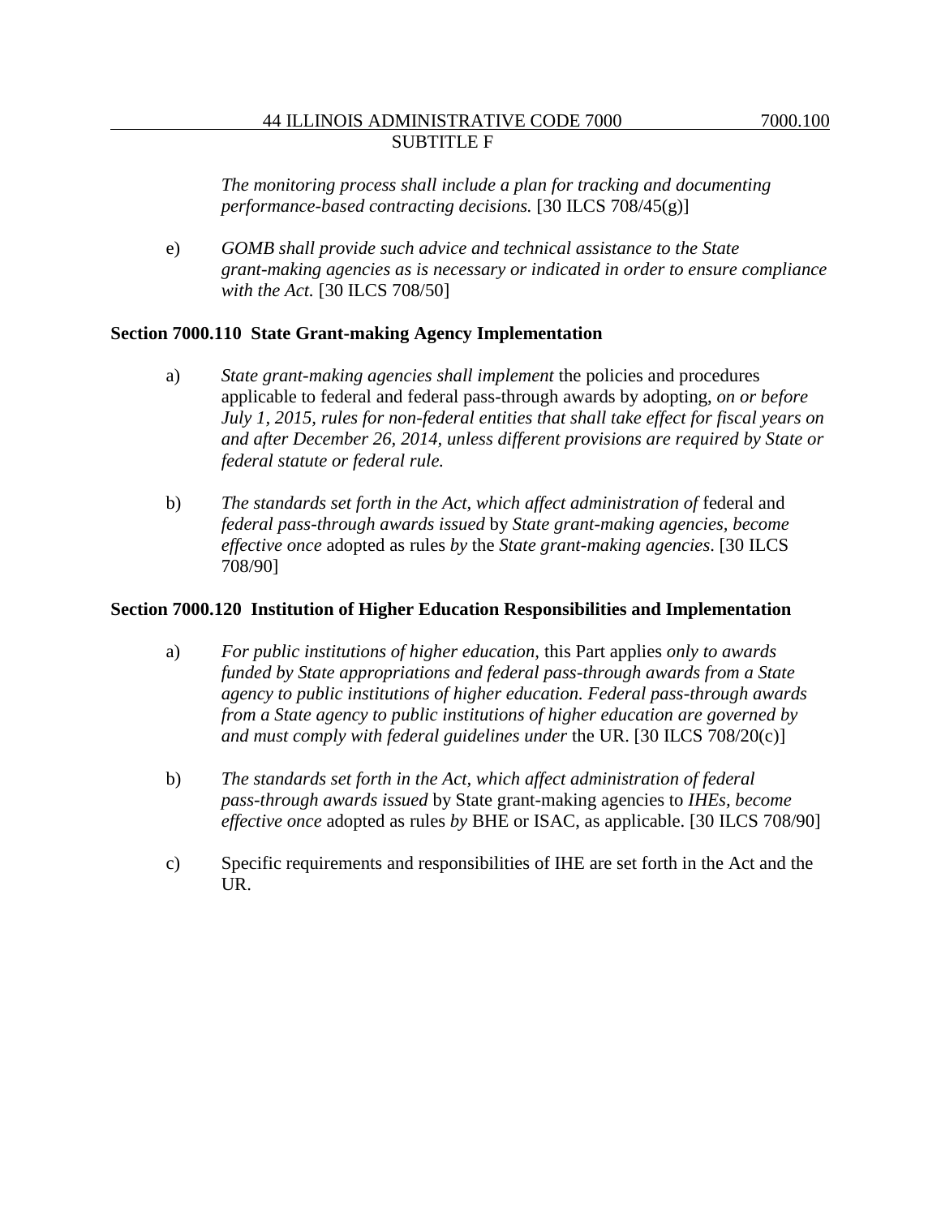*The monitoring process shall include a plan for tracking and documenting performance-based contracting decisions.* [30 ILCS 708/45(g)]

e) *GOMB shall provide such advice and technical assistance to the State grant-making agencies as is necessary or indicated in order to ensure compliance with the Act.* [30 ILCS 708/50]

**Section 7000.110 State Grant-making Agency Implementation**

a) *State grant-making agencies shall implement* the policies and procedures applicable to federal and federal pass-through awards by adopting, *on or before July 1, 2015, rules for non-federal entities that shall take effect for fiscal years on and after December 26, 2014, unless different provisions are required by State or federal statute or federal rule.*

b) *The standards set forth in the Act, which affect administration of* federal and *federal pass-through awards issued* by *State grant-making agencies, become effective once* adopted as rules *by* the *State grant-making agencies*. [30 ILCS 708/90]

**Section 7000.120 Institution of Higher Education Responsibilities and Implementation**

a) *For public institutions of higher education*, this Part applies *only to awards funded by State appropriations and federal pass-through awards from a State agency to public institutions of higher education. Federal pass-through awards from a State agency to public institutions of higher education are governed by and must comply with federal guidelines under* the UR. [30 ILCS 708/20(c)]

b) *The standards set forth in the Act, which affect administration of federal pass-through awards issued* by State grant-making agencies to *IHEs, become effective once* adopted as rules *by* BHE or ISAC, as applicable. [30 ILCS 708/90]

c) Specific requirements and responsibilities of IHE are set forth in the Act and the UR.